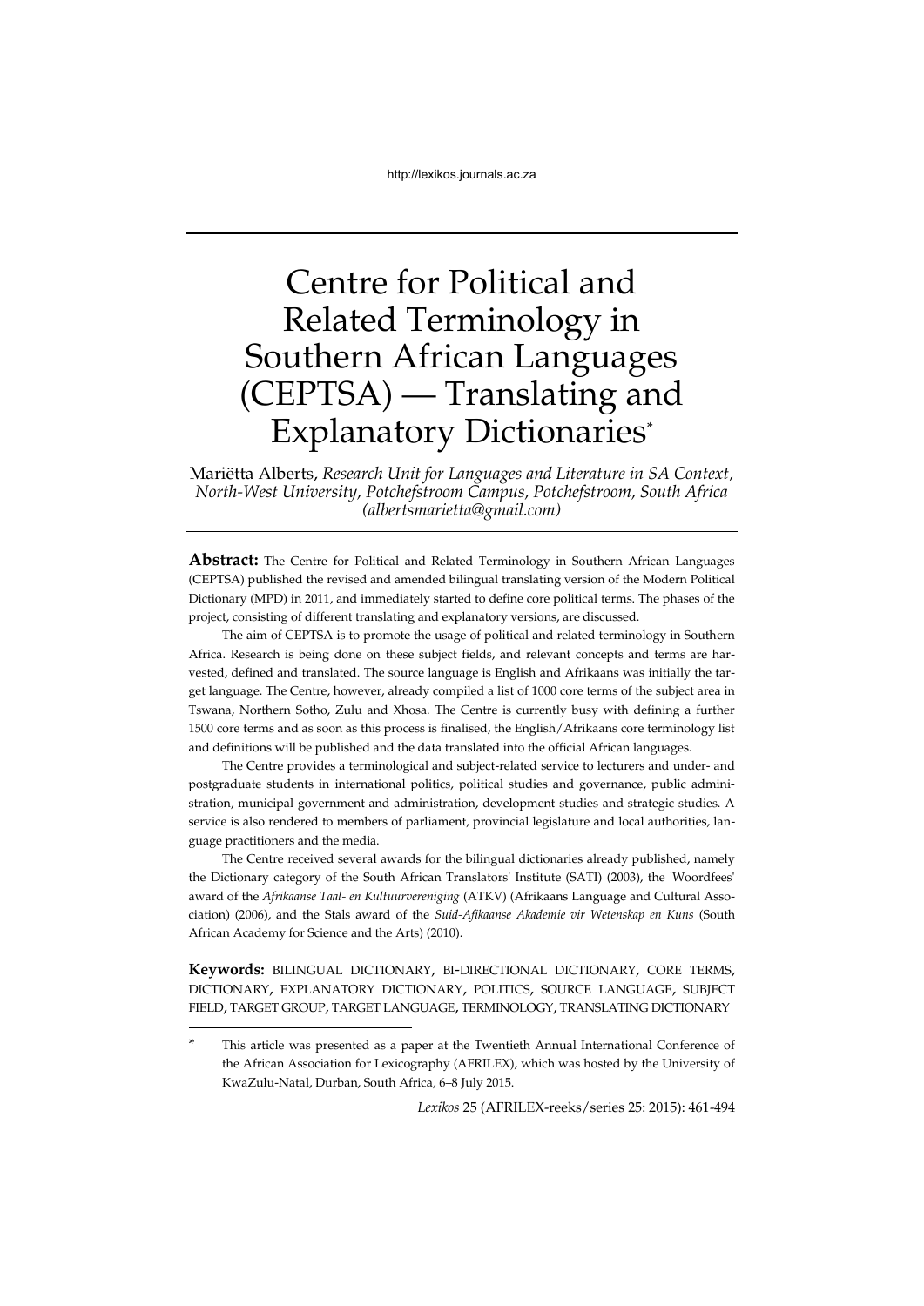# Centre for Political and Related Terminology in Southern African Languages (CEPTSA) — Translating and Explanatory Dictionaries*

Mariëtta Alberts, *Research Unit for Languages and Literature in SA Context, North-West University, Potchefstroom Campus, Potchefstroom, South Africa (albertsmarietta@gmail.com)*

**Abstract:** The Centre for Political and Related Terminology in Southern African Languages (CEPTSA) published the revised and amended bilingual translating version of the Modern Political Dictionary (MPD) in 2011, and immediately started to define core political terms. The phases of the project, consisting of different translating and explanatory versions, are discussed.

The aim of CEPTSA is to promote the usage of political and related terminology in Southern Africa. Research is being done on these subject fields, and relevant concepts and terms are harvested, defined and translated. The source language is English and Afrikaans was initially the target language. The Centre, however, already compiled a list of 1000 core terms of the subject area in Tswana, Northern Sotho, Zulu and Xhosa. The Centre is currently busy with defining a further 1500 core terms and as soon as this process is finalised, the English/Afrikaans core terminology list and definitions will be published and the data translated into the official African languages.

The Centre provides a terminological and subject-related service to lecturers and under- and postgraduate students in international politics, political studies and governance, public administration, municipal government and administration, development studies and strategic studies. A service is also rendered to members of parliament, provincial legislature and local authorities, language practitioners and the media.

The Centre received several awards for the bilingual dictionaries already published, namely the Dictionary category of the South African Translators' Institute (SATI) (2003), the 'Woordfees' award of the *Afrikaanse Taal- en Kultuurvereniging* (ATKV) (Afrikaans Language and Cultural Association) (2006), and the Stals award of the *Suid-Afikaanse Akademie vir Wetenskap en Kuns* (South African Academy for Science and the Arts) (2010).

**Keywords:** BILINGUAL DICTIONARY, BI-DIRECTIONAL DICTIONARY, CORE TERMS, DICTIONARY, EXPLANATORY DICTIONARY, POLITICS, SOURCE LANGUAGE, SUBJECT FIELD, TARGET GROUP, TARGET LANGUAGE, TERMINOLOGY, TRANSLATING DICTIONARY

---

\* This article was presented as a paper at the Twentieth Annual International Conference of the African Association for Lexicography (AFRILEX), which was hosted by the University of KwaZulu-Natal, Durban, South Africa, 6–8 July 2015.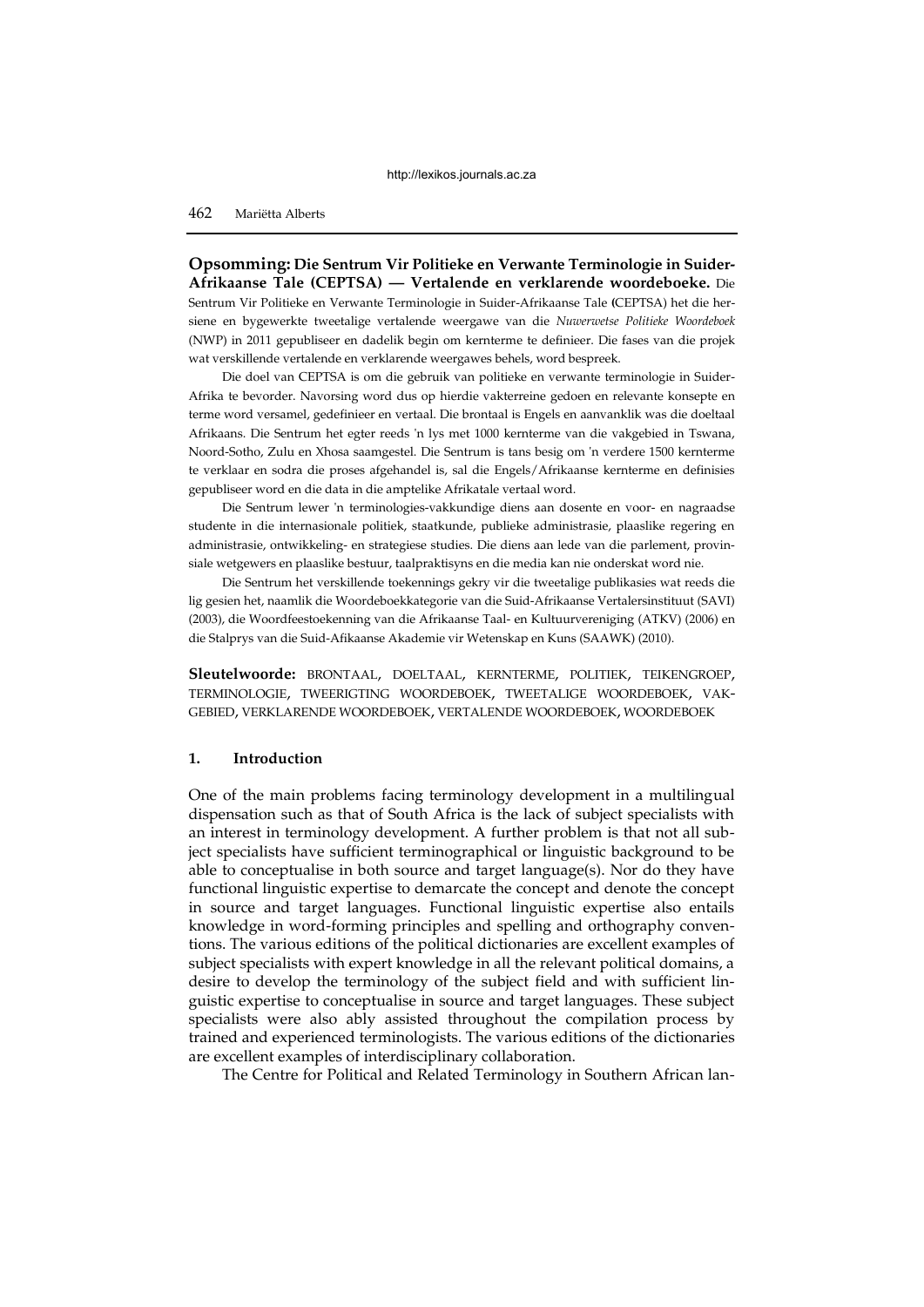**Opsomming: Die Sentrum Vir Politieke en Verwante Terminologie in Suider-Afrikaanse Tale (CEPTSA) — Vertalende en verklarende woordeboeke.** Die Sentrum Vir Politieke en Verwante Terminologie in Suider-Afrikaanse Tale (CEPTSA) het die hersiene en bygewerkte tweetalige vertalende weergawe van die *Nuwerwetse Politieke Woordeboek* (NWP) in 2011 gepubliseer en dadelik begin om kernterme te definieer. Die fases van die projek wat verskillende vertalende en verklarende weergawes behels, word bespreek.

Die doel van CEPTSA is om die gebruik van politieke en verwante terminologie in Suider-Afrika te bevorder. Navorsing word dus op hierdie vakterreine gedoen en relevante konsepte en terme word versamel, gedefinieer en vertaal. Die brontaal is Engels en aanvanklik was die doeltaal Afrikaans. Die Sentrum het egter reeds 'n lys met 1000 kernterme van die vakgebied in Tswana, Noord-Sotho, Zulu en Xhosa saamgestel. Die Sentrum is tans besig om 'n verdere 1500 kernterme te verklaar en sodra die proses afgehandel is, sal die Engels/Afrikaanse kernterme en definisies gepubliseer word en die data in die amptelike Afrikatale vertaal word.

Die Sentrum lewer 'n terminologies-vakkundige diens aan dosente en voor- en nagraadse studente in die internasionale politiek, staatkunde, publieke administrasie, plaaslike regering en administrasie, ontwikkeling- en strategiese studies. Die diens aan lede van die parlement, provinsiale wetgewers en plaaslike bestuur, taalpraktisyns en die media kan nie onderskat word nie.

Die Sentrum het verskillende toekennings gekry vir die tweetalige publikasies wat reeds die lig gesien het, naamlik die Woordeboekkategorie van die Suid-Afrikaanse Vertalersinstituut (SAVI) (2003), die Woordfeestoekenning van die Afrikaanse Taal- en Kultuurvereniging (ATKV) (2006) en die Stalprys van die Suid-Afikaanse Akademie vir Wetenskap en Kuns (SAAWK) (2010).

**Sleutelwoorde:** BRONTAAL, DOELTAAL, KERNTERME, POLITIEK, TEIKENGROEP, TERMINOLOGIE, TWEERIGTING WOORDEBOEK, TWEETALIGE WOORDEBOEK, VAKGEBIED, VERKLARENDE WOORDEBOEK, VERTALENDE WOORDEBOEK, WOORDEBOEK

## 1. Introduction

One of the main problems facing terminology development in a multilingual dispensation such as that of South Africa is the lack of subject specialists with an interest in terminology development. A further problem is that not all subject specialists have sufficient terminographical or linguistic background to be able to conceptualise in both source and target language(s). Nor do they have functional linguistic expertise to demarcate the concept and denote the concept in source and target languages. Functional linguistic expertise also entails knowledge in word-forming principles and spelling and orthography conventions. The various editions of the political dictionaries are excellent examples of subject specialists with expert knowledge in all the relevant political domains, a desire to develop the terminology of the subject field and with sufficient linguistic expertise to conceptualise in source and target languages. These subject specialists were also ably assisted throughout the compilation process by trained and experienced terminologists. The various editions of the dictionaries are excellent examples of interdisciplinary collaboration.

The Centre for Political and Related Terminology in Southern African lan-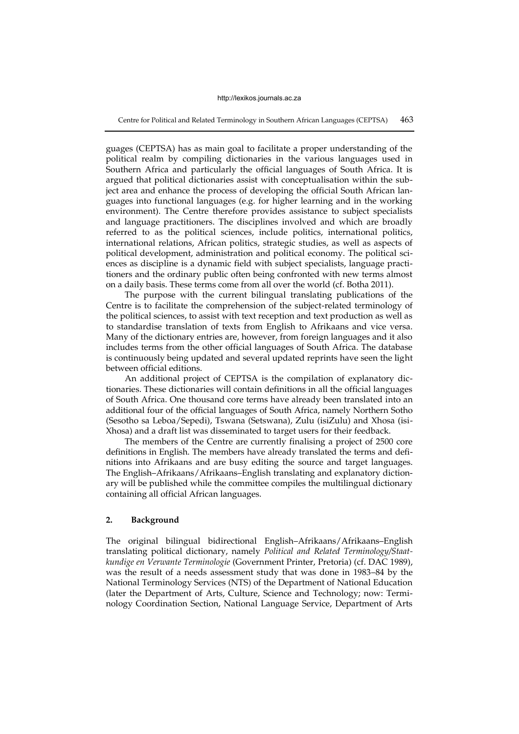guages (CEPTSA) has as main goal to facilitate a proper understanding of the political realm by compiling dictionaries in the various languages used in Southern Africa and particularly the official languages of South Africa. It is argued that political dictionaries assist with conceptualisation within the subject area and enhance the process of developing the official South African languages into functional languages (e.g. for higher learning and in the working environment). The Centre therefore provides assistance to subject specialists and language practitioners. The disciplines involved and which are broadly referred to as the political sciences, include politics, international politics, international relations, African politics, strategic studies, as well as aspects of political development, administration and political economy. The political sciences as discipline is a dynamic field with subject specialists, language practitioners and the ordinary public often being confronted with new terms almost on a daily basis. These terms come from all over the world (cf. Botha 2011).

The purpose with the current bilingual translating publications of the Centre is to facilitate the comprehension of the subject-related terminology of the political sciences, to assist with text reception and text production as well as to standardise translation of texts from English to Afrikaans and vice versa. Many of the dictionary entries are, however, from foreign languages and it also includes terms from the other official languages of South Africa. The database is continuously being updated and several updated reprints have seen the light between official editions.

An additional project of CEPTSA is the compilation of explanatory dictionaries. These dictionaries will contain definitions in all the official languages of South Africa. One thousand core terms have already been translated into an additional four of the official languages of South Africa, namely Northern Sotho (Sesotho sa Leboa/Sepedi), Tswana (Setswana), Zulu (isiZulu) and Xhosa (isiXhosa) and a draft list was disseminated to target users for their feedback.

The members of the Centre are currently finalising a project of 2500 core definitions in English. The members have already translated the terms and definitions into Afrikaans and are busy editing the source and target languages. The English–Afrikaans/Afrikaans–English translating and explanatory dictionary will be published while the committee compiles the multilingual dictionary containing all official African languages.

## 2. Background

The original bilingual bidirectional English–Afrikaans/Afrikaans–English translating political dictionary, namely *Political and Related Terminology/Staatkundige en Verwante Terminologie* (Government Printer, Pretoria) (cf. DAC 1989), was the result of a needs assessment study that was done in 1983–84 by the National Terminology Services (NTS) of the Department of National Education (later the Department of Arts, Culture, Science and Technology; now: Terminology Coordination Section, National Language Service, Department of Arts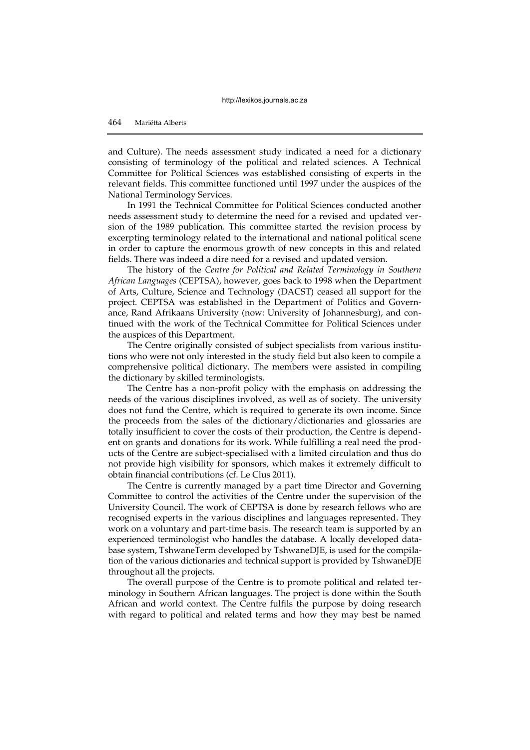and Culture). The needs assessment study indicated a need for a dictionary consisting of terminology of the political and related sciences. A Technical Committee for Political Sciences was established consisting of experts in the relevant fields. This committee functioned until 1997 under the auspices of the National Terminology Services.

In 1991 the Technical Committee for Political Sciences conducted another needs assessment study to determine the need for a revised and updated version of the 1989 publication. This committee started the revision process by excerpting terminology related to the international and national political scene in order to capture the enormous growth of new concepts in this and related fields. There was indeed a dire need for a revised and updated version.

The history of the *Centre for Political and Related Terminology in Southern African Languages* (CEPTSA), however, goes back to 1998 when the Department of Arts, Culture, Science and Technology (DACST) ceased all support for the project. CEPTSA was established in the Department of Politics and Governance, Rand Afrikaans University (now: University of Johannesburg), and continued with the work of the Technical Committee for Political Sciences under the auspices of this Department.

The Centre originally consisted of subject specialists from various institutions who were not only interested in the study field but also keen to compile a comprehensive political dictionary. The members were assisted in compiling the dictionary by skilled terminologists.

The Centre has a non-profit policy with the emphasis on addressing the needs of the various disciplines involved, as well as of society. The university does not fund the Centre, which is required to generate its own income. Since the proceeds from the sales of the dictionary/dictionaries and glossaries are totally insufficient to cover the costs of their production, the Centre is dependent on grants and donations for its work. While fulfilling a real need the products of the Centre are subject-specialised with a limited circulation and thus do not provide high visibility for sponsors, which makes it extremely difficult to obtain financial contributions (cf. Le Clus 2011).

The Centre is currently managed by a part time Director and Governing Committee to control the activities of the Centre under the supervision of the University Council. The work of CEPTSA is done by research fellows who are recognised experts in the various disciplines and languages represented. They work on a voluntary and part-time basis. The research team is supported by an experienced terminologist who handles the database. A locally developed database system, TshwaneTerm developed by TshwaneDJE, is used for the compilation of the various dictionaries and technical support is provided by TshwaneDJE throughout all the projects.

The overall purpose of the Centre is to promote political and related terminology in Southern African languages. The project is done within the South African and world context. The Centre fulfils the purpose by doing research with regard to political and related terms and how they may best be named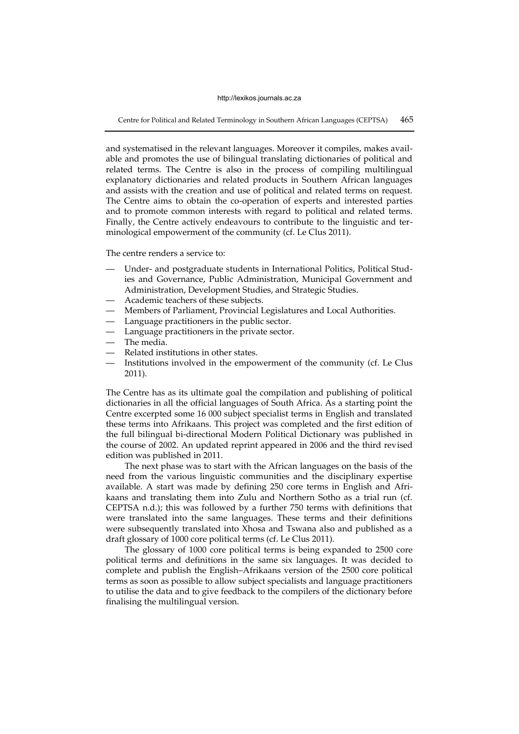and systematised in the relevant languages. Moreover it compiles, makes available and promotes the use of bilingual translating dictionaries of political and related terms. The Centre is also in the process of compiling multilingual explanatory dictionaries and related products in Southern African languages and assists with the creation and use of political and related terms on request. The Centre aims to obtain the co-operation of experts and interested parties and to promote common interests with regard to political and related terms. Finally, the Centre actively endeavours to contribute to the linguistic and terminological empowerment of the community (cf. Le Clus 2011).

The centre renders a service to:

- Under- and postgraduate students in International Politics, Political Studies and Governance, Public Administration, Municipal Government and Administration, Development Studies, and Strategic Studies.
- Academic teachers of these subjects.
- Members of Parliament, Provincial Legislatures and Local Authorities.
- Language practitioners in the public sector.
- Language practitioners in the private sector.
- The media.
- Related institutions in other states.
- Institutions involved in the empowerment of the community (cf. Le Clus 2011).

The Centre has as its ultimate goal the compilation and publishing of political dictionaries in all the official languages of South Africa. As a starting point the Centre excerpted some 16 000 subject specialist terms in English and translated these terms into Afrikaans. This project was completed and the first edition of the full bilingual bi-directional Modern Political Dictionary was published in the course of 2002. An updated reprint appeared in 2006 and the third revised edition was published in 2011.

The next phase was to start with the African languages on the basis of the need from the various linguistic communities and the disciplinary expertise available. A start was made by defining 250 core terms in English and Afrikaans and translating them into Zulu and Northern Sotho as a trial run (cf. CEPTSA n.d.); this was followed by a further 750 terms with definitions that were translated into the same languages. These terms and their definitions were subsequently translated into Xhosa and Tswana also and published as a draft glossary of 1000 core political terms (cf. Le Clus 2011).

The glossary of 1000 core political terms is being expanded to 2500 core political terms and definitions in the same six languages. It was decided to complete and publish the English–Afrikaans version of the 2500 core political terms as soon as possible to allow subject specialists and language practitioners to utilise the data and to give feedback to the compilers of the dictionary before finalising the multilingual version.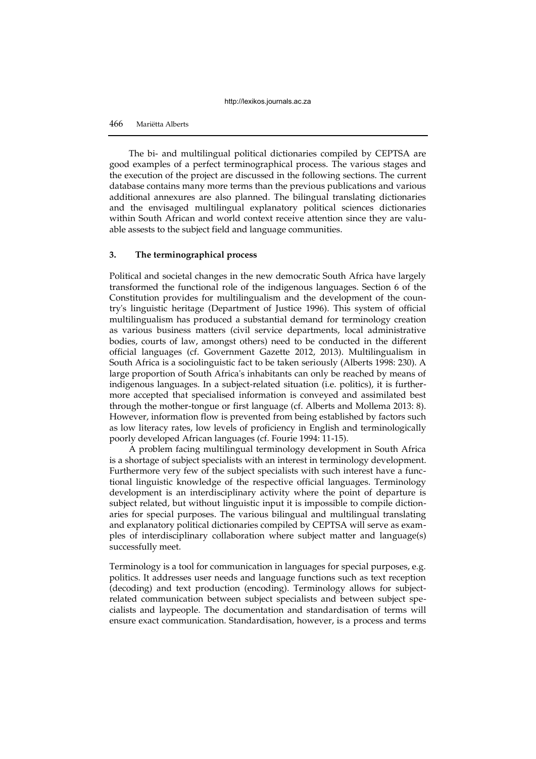The bi- and multilingual political dictionaries compiled by CEPTSA are good examples of a perfect terminographical process. The various stages and the execution of the project are discussed in the following sections. The current database contains many more terms than the previous publications and various additional annexures are also planned. The bilingual translating dictionaries and the envisaged multilingual explanatory political sciences dictionaries within South African and world context receive attention since they are valuable assests to the subject field and language communities.

## 3. The terminographical process

Political and societal changes in the new democratic South Africa have largely transformed the functional role of the indigenous languages. Section 6 of the Constitution provides for multilingualism and the development of the country's linguistic heritage (Department of Justice 1996). This system of official multilingualism has produced a substantial demand for terminology creation as various business matters (civil service departments, local administrative bodies, courts of law, amongst others) need to be conducted in the different official languages (cf. Government Gazette 2012, 2013). Multilingualism in South Africa is a sociolinguistic fact to be taken seriously (Alberts 1998: 230). A large proportion of South Africa's inhabitants can only be reached by means of indigenous languages. In a subject-related situation (i.e. politics), it is furthermore accepted that specialised information is conveyed and assimilated best through the mother-tongue or first language (cf. Alberts and Mollema 2013: 8). However, information flow is prevented from being established by factors such as low literacy rates, low levels of proficiency in English and terminologically poorly developed African languages (cf. Fourie 1994: 11-15).

A problem facing multilingual terminology development in South Africa is a shortage of subject specialists with an interest in terminology development. Furthermore very few of the subject specialists with such interest have a functional linguistic knowledge of the respective official languages. Terminology development is an interdisciplinary activity where the point of departure is subject related, but without linguistic input it is impossible to compile dictionaries for special purposes. The various bilingual and multilingual translating and explanatory political dictionaries compiled by CEPTSA will serve as examples of interdisciplinary collaboration where subject matter and language(s) successfully meet.

Terminology is a tool for communication in languages for special purposes, e.g. politics. It addresses user needs and language functions such as text reception (decoding) and text production (encoding). Terminology allows for subject-related communication between subject specialists and between subject specialists and laypeople. The documentation and standardisation of terms will ensure exact communication. Standardisation, however, is a process and terms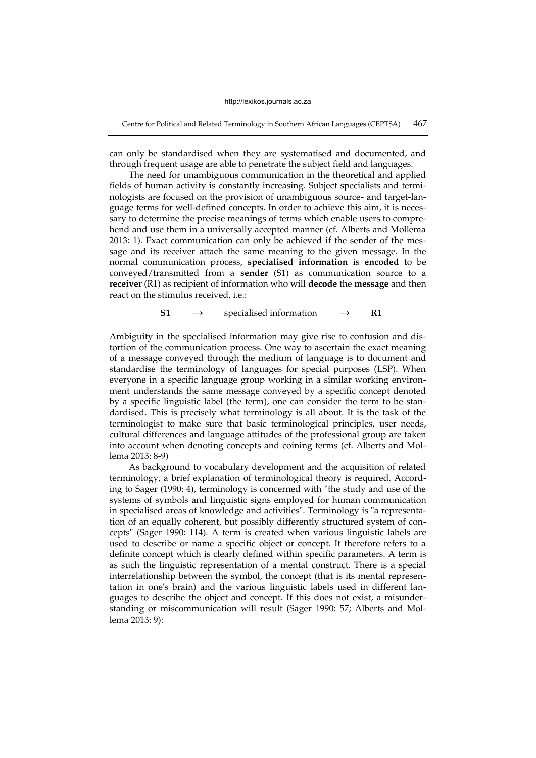can only be standardised when they are systematised and documented, and through frequent usage are able to penetrate the subject field and languages.

The need for unambiguous communication in the theoretical and applied fields of human activity is constantly increasing. Subject specialists and terminologists are focused on the provision of unambiguous source- and target-language terms for well-defined concepts. In order to achieve this aim, it is necessary to determine the precise meanings of terms which enable users to comprehend and use them in a universally accepted manner (cf. Alberts and Mollema 2013: 1). Exact communication can only be achieved if the sender of the message and its receiver attach the same meaning to the given message. In the normal communication process, **specialised information** is **encoded** to be conveyed/transmitted from a **sender** (S1) as communication source to a **receiver** (R1) as recipient of information who will **decode** the **message** and then react on the stimulus received, i.e.:

**S1** → specialised information → **R1**

Ambiguity in the specialised information may give rise to confusion and distortion of the communication process. One way to ascertain the exact meaning of a message conveyed through the medium of language is to document and standardise the terminology of languages for special purposes (LSP). When everyone in a specific language group working in a similar working environment understands the same message conveyed by a specific concept denoted by a specific linguistic label (the term), one can consider the term to be standardised. This is precisely what terminology is all about. It is the task of the terminologist to make sure that basic terminological principles, user needs, cultural differences and language attitudes of the professional group are taken into account when denoting concepts and coining terms (cf. Alberts and Mollema 2013: 8-9)

As background to vocabulary development and the acquisition of related terminology, a brief explanation of terminological theory is required. According to Sager (1990: 4), terminology is concerned with "the study and use of the systems of symbols and linguistic signs employed for human communication in specialised areas of knowledge and activities". Terminology is "a representation of an equally coherent, but possibly differently structured system of concepts" (Sager 1990: 114). A term is created when various linguistic labels are used to describe or name a specific object or concept. It therefore refers to a definite concept which is clearly defined within specific parameters. A term is as such the linguistic representation of a mental construct. There is a special interrelationship between the symbol, the concept (that is its mental representation in one's brain) and the various linguistic labels used in different languages to describe the object and concept. If this does not exist, a misunderstanding or miscommunication will result (Sager 1990: 57; Alberts and Mollema 2013: 9):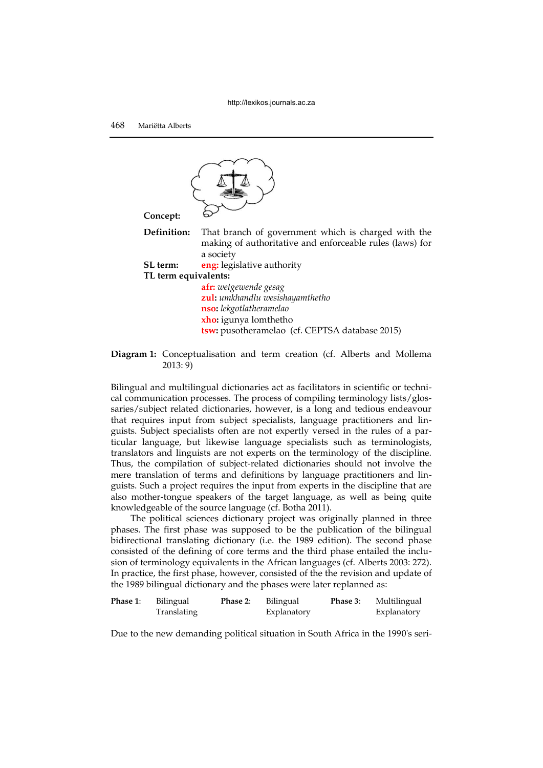**Concept:**

| | |
|---|---|
| **Definition:** | That branch of government which is charged with the making of authoritative and enforceable rules (laws) for a society |
| **SL term:** | **eng:** legislative authority |

**TL term equivalents:**

**afr:** *wetgewende gesag*
**zul:** *umkhandlu wesishayamthetho*
**nso:** *lekgotlatheramelao*
**xho:** igunya lomthetho
**tsw:** pusotheramelao (cf. CEPTSA database 2015)

**Diagram 1:** Conceptualisation and term creation (cf. Alberts and Mollema 2013: 9)

Bilingual and multilingual dictionaries act as facilitators in scientific or technical communication processes. The process of compiling terminology lists/glossaries/subject related dictionaries, however, is a long and tedious endeavour that requires input from subject specialists, language practitioners and linguists. Subject specialists often are not expertly versed in the rules of a particular language, but likewise language specialists such as terminologists, translators and linguists are not experts on the terminology of the discipline. Thus, the compilation of subject-related dictionaries should not involve the mere translation of terms and definitions by language practitioners and linguists. Such a project requires the input from experts in the discipline that are also mother-tongue speakers of the target language, as well as being quite knowledgeable of the source language (cf. Botha 2011).

The political sciences dictionary project was originally planned in three phases. The first phase was supposed to be the publication of the bilingual bidirectional translating dictionary (i.e. the 1989 edition). The second phase consisted of the defining of core terms and the third phase entailed the inclusion of terminology equivalents in the African languages (cf. Alberts 2003: 272). In practice, the first phase, however, consisted of the the revision and update of the 1989 bilingual dictionary and the phases were later replanned as:

| **Phase 1**: | Bilingual Translating | **Phase 2**: | Bilingual Explanatory | **Phase 3**: | Multilingual Explanatory |
|---|---|---|---|---|---|

Due to the new demanding political situation in South Africa in the 1990's seri-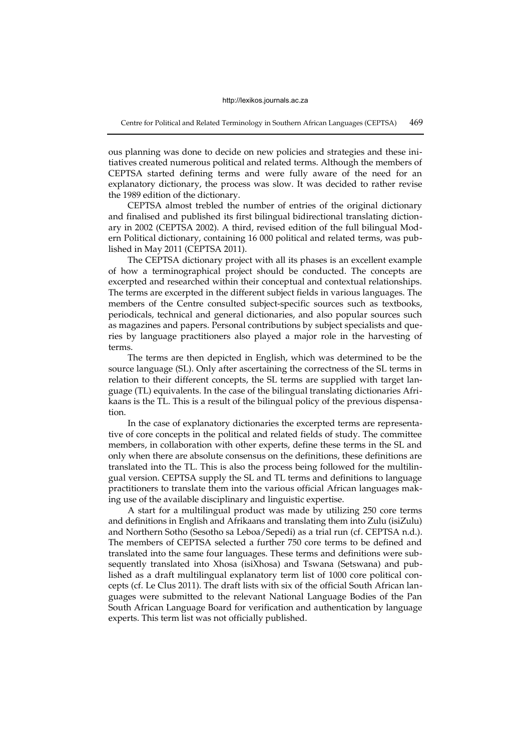ous planning was done to decide on new policies and strategies and these initiatives created numerous political and related terms. Although the members of CEPTSA started defining terms and were fully aware of the need for an explanatory dictionary, the process was slow. It was decided to rather revise the 1989 edition of the dictionary.

CEPTSA almost trebled the number of entries of the original dictionary and finalised and published its first bilingual bidirectional translating dictionary in 2002 (CEPTSA 2002). A third, revised edition of the full bilingual Modern Political dictionary, containing 16 000 political and related terms, was published in May 2011 (CEPTSA 2011).

The CEPTSA dictionary project with all its phases is an excellent example of how a terminographical project should be conducted. The concepts are excerpted and researched within their conceptual and contextual relationships. The terms are excerpted in the different subject fields in various languages. The members of the Centre consulted subject-specific sources such as textbooks, periodicals, technical and general dictionaries, and also popular sources such as magazines and papers. Personal contributions by subject specialists and queries by language practitioners also played a major role in the harvesting of terms.

The terms are then depicted in English, which was determined to be the source language (SL). Only after ascertaining the correctness of the SL terms in relation to their different concepts, the SL terms are supplied with target language (TL) equivalents. In the case of the bilingual translating dictionaries Afrikaans is the TL. This is a result of the bilingual policy of the previous dispensation.

In the case of explanatory dictionaries the excerpted terms are representative of core concepts in the political and related fields of study. The committee members, in collaboration with other experts, define these terms in the SL and only when there are absolute consensus on the definitions, these definitions are translated into the TL. This is also the process being followed for the multilingual version. CEPTSA supply the SL and TL terms and definitions to language practitioners to translate them into the various official African languages making use of the available disciplinary and linguistic expertise.

A start for a multilingual product was made by utilizing 250 core terms and definitions in English and Afrikaans and translating them into Zulu (isiZulu) and Northern Sotho (Sesotho sa Leboa/Sepedi) as a trial run (cf. CEPTSA n.d.). The members of CEPTSA selected a further 750 core terms to be defined and translated into the same four languages. These terms and definitions were subsequently translated into Xhosa (isiXhosa) and Tswana (Setswana) and published as a draft multilingual explanatory term list of 1000 core political concepts (cf. Le Clus 2011). The draft lists with six of the official South African languages were submitted to the relevant National Language Bodies of the Pan South African Language Board for verification and authentication by language experts. This term list was not officially published.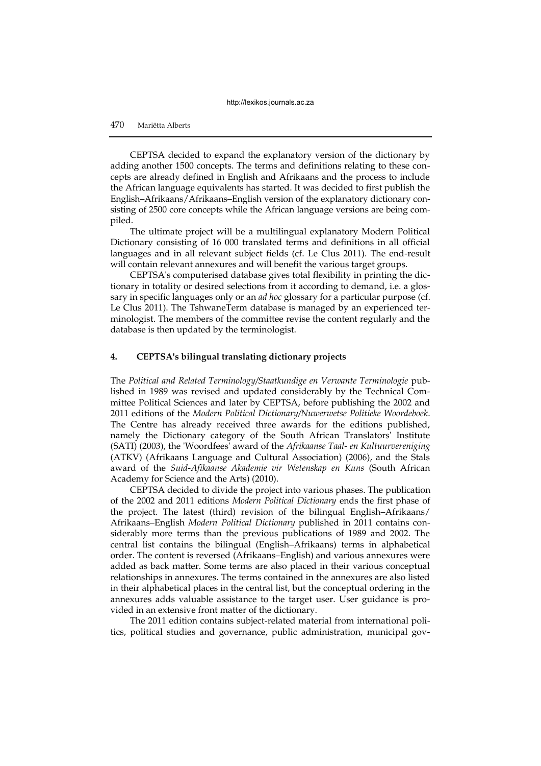CEPTSA decided to expand the explanatory version of the dictionary by adding another 1500 concepts. The terms and definitions relating to these concepts are already defined in English and Afrikaans and the process to include the African language equivalents has started. It was decided to first publish the English–Afrikaans/Afrikaans–English version of the explanatory dictionary consisting of 2500 core concepts while the African language versions are being compiled.

The ultimate project will be a multilingual explanatory Modern Political Dictionary consisting of 16 000 translated terms and definitions in all official languages and in all relevant subject fields (cf. Le Clus 2011). The end-result will contain relevant annexures and will benefit the various target groups.

CEPTSA's computerised database gives total flexibility in printing the dictionary in totality or desired selections from it according to demand, i.e. a glossary in specific languages only or an *ad hoc* glossary for a particular purpose (cf. Le Clus 2011). The TshwaneTerm database is managed by an experienced terminologist. The members of the committee revise the content regularly and the database is then updated by the terminologist.

## 4. CEPTSA's bilingual translating dictionary projects

The *Political and Related Terminology/Staatkundige en Verwante Terminologie* published in 1989 was revised and updated considerably by the Technical Committee Political Sciences and later by CEPTSA, before publishing the 2002 and 2011 editions of the *Modern Political Dictionary/Nuwerwetse Politieke Woordeboek*. The Centre has already received three awards for the editions published, namely the Dictionary category of the South African Translators' Institute (SATI) (2003), the 'Woordfees' award of the *Afrikaanse Taal- en Kultuurvereniging* (ATKV) (Afrikaans Language and Cultural Association) (2006), and the Stals award of the *Suid-Afikaanse Akademie vir Wetenskap en Kuns* (South African Academy for Science and the Arts) (2010).

CEPTSA decided to divide the project into various phases. The publication of the 2002 and 2011 editions *Modern Political Dictionary* ends the first phase of the project. The latest (third) revision of the bilingual English–Afrikaans/Afrikaans–English *Modern Political Dictionary* published in 2011 contains considerably more terms than the previous publications of 1989 and 2002. The central list contains the bilingual (English–Afrikaans) terms in alphabetical order. The content is reversed (Afrikaans–English) and various annexures were added as back matter. Some terms are also placed in their various conceptual relationships in annexures. The terms contained in the annexures are also listed in their alphabetical places in the central list, but the conceptual ordering in the annexures adds valuable assistance to the target user. User guidance is provided in an extensive front matter of the dictionary.

The 2011 edition contains subject-related material from international politics, political studies and governance, public administration, municipal gov-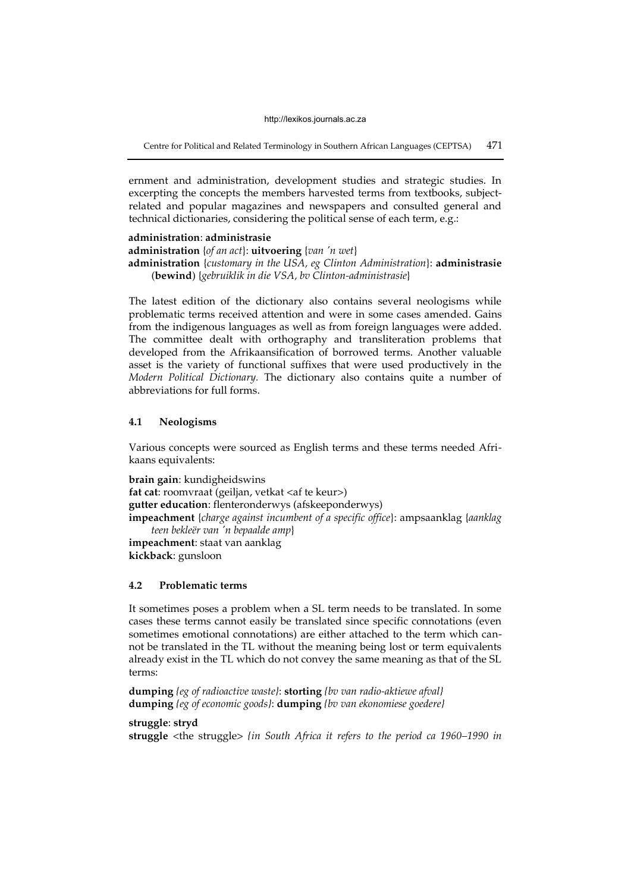ernment and administration, development studies and strategic studies. In excerpting the concepts the members harvested terms from textbooks, subject-related and popular magazines and newspapers and consulted general and technical dictionaries, considering the political sense of each term, e.g.:

**administration**: **administrasie**
**administration** {*of an act*}: **uitvoering** {*van 'n wet*}
**administration** {*customary in the USA, eg Clinton Administration*}: **administrasie** (**bewind**) {*gebruiklik in die VSA, bv Clinton-administrasie*}

The latest edition of the dictionary also contains several neologisms while problematic terms received attention and were in some cases amended. Gains from the indigenous languages as well as from foreign languages were added. The committee dealt with orthography and transliteration problems that developed from the Afrikaansification of borrowed terms. Another valuable asset is the variety of functional suffixes that were used productively in the *Modern Political Dictionary.* The dictionary also contains quite a number of abbreviations for full forms.

### 4.1 Neologisms

Various concepts were sourced as English terms and these terms needed Afrikaans equivalents:

**brain gain**: kundigheidswins
**fat cat**: roomvraat (geiljan, vetkat <af te keur>)
**gutter education**: flenteronderwys (afskeeponderwys)
**impeachment** {*charge against incumbent of a specific office*}: ampsaanklag {*aanklag teen bekleër van 'n bepaalde amp*}
**impeachment**: staat van aanklag
**kickback**: gunsloon

### 4.2 Problematic terms

It sometimes poses a problem when a SL term needs to be translated. In some cases these terms cannot easily be translated since specific connotations (even sometimes emotional connotations) are either attached to the term which cannot be translated in the TL without the meaning being lost or term equivalents already exist in the TL which do not convey the same meaning as that of the SL terms:

**dumping** *{eg of radioactive waste}*: **storting** *{bv van radio-aktiewe afval}*
**dumping** *{eg of economic goods}*: **dumping** *{bv van ekonomiese goedere}*

**struggle**: **stryd**
**struggle** <the struggle> *{in South Africa it refers to the period ca 1960–1990 in*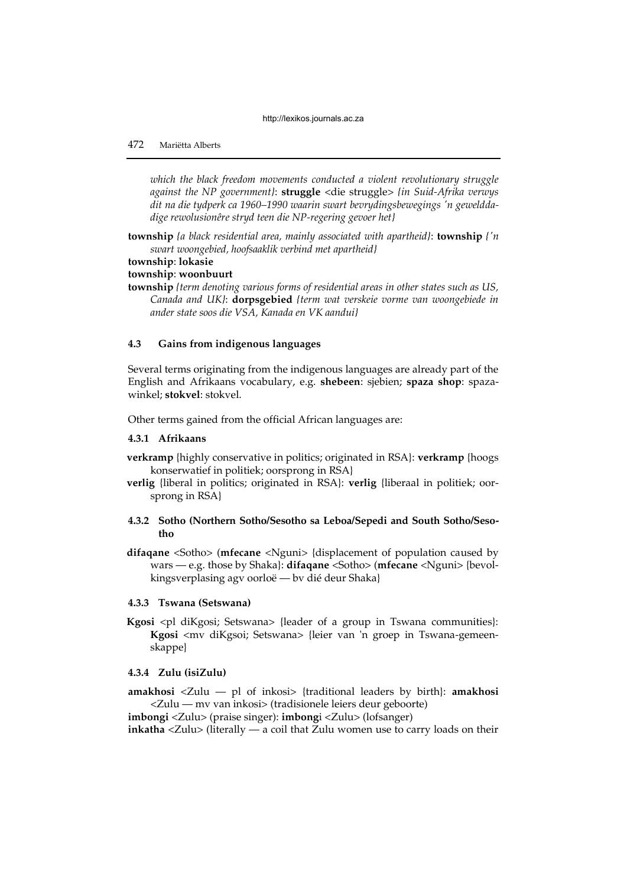*which the black freedom movements conducted a violent revolutionary struggle against the NP government}*: **struggle** <die struggle> *{in Suid-Afrika verwys dit na die tydperk ca 1960–1990 waarin swart bevrydingsbewegings 'n gewelddadige rewolusionêre stryd teen die NP-regering gevoer het}*

**township** *{a black residential area, mainly associated with apartheid}*: **township** *{'n swart woongebied, hoofsaaklik verbind met apartheid}*

**township**: **lokasie**

**township**: **woonbuurt**

**township** *{term denoting various forms of residential areas in other states such as US, Canada and UK}*: **dorpsgebied** *{term wat verskeie vorme van woongebiede in ander state soos die VSA, Kanada en VK aandui}*

### 4.3 Gains from indigenous languages

Several terms originating from the indigenous languages are already part of the English and Afrikaans vocabulary, e.g. **shebeen**: sjebien; **spaza shop**: spazawinkel; **stokvel**: stokvel.

Other terms gained from the official African languages are:

#### 4.3.1 Afrikaans

**verkramp** {highly conservative in politics; originated in RSA}: **verkramp** {hoogs konserwatief in politiek; oorsprong in RSA}

**verlig** {liberal in politics; originated in RSA}: **verlig** {liberaal in politiek; oorsprong in RSA}

#### 4.3.2 Sotho (Northern Sotho/Sesotho sa Leboa/Sepedi and South Sotho/Sesotho

**difaqane** <Sotho> (**mfecane** <Nguni> {displacement of population caused by wars — e.g. those by Shaka}: **difaqane** <Sotho> (**mfecane** <Nguni> {bevolkingsverplasing agv oorloë — bv dié deur Shaka}

#### 4.3.3 Tswana (Setswana)

**Kgosi** <pl diKgosi; Setswana> {leader of a group in Tswana communities}: **Kgosi** <mv diKgsoi; Setswana> {leier van 'n groep in Tswana-gemeenskappe}

#### 4.3.4 Zulu (isiZulu)

**amakhosi** <Zulu — pl of inkosi> {traditional leaders by birth}: **amakhosi** <Zulu — mv van inkosi> (tradisionele leiers deur geboorte)

**imbongi** <Zulu> (praise singer): **imbong**i <Zulu> (lofsanger)

**inkatha** <Zulu> (literally — a coil that Zulu women use to carry loads on their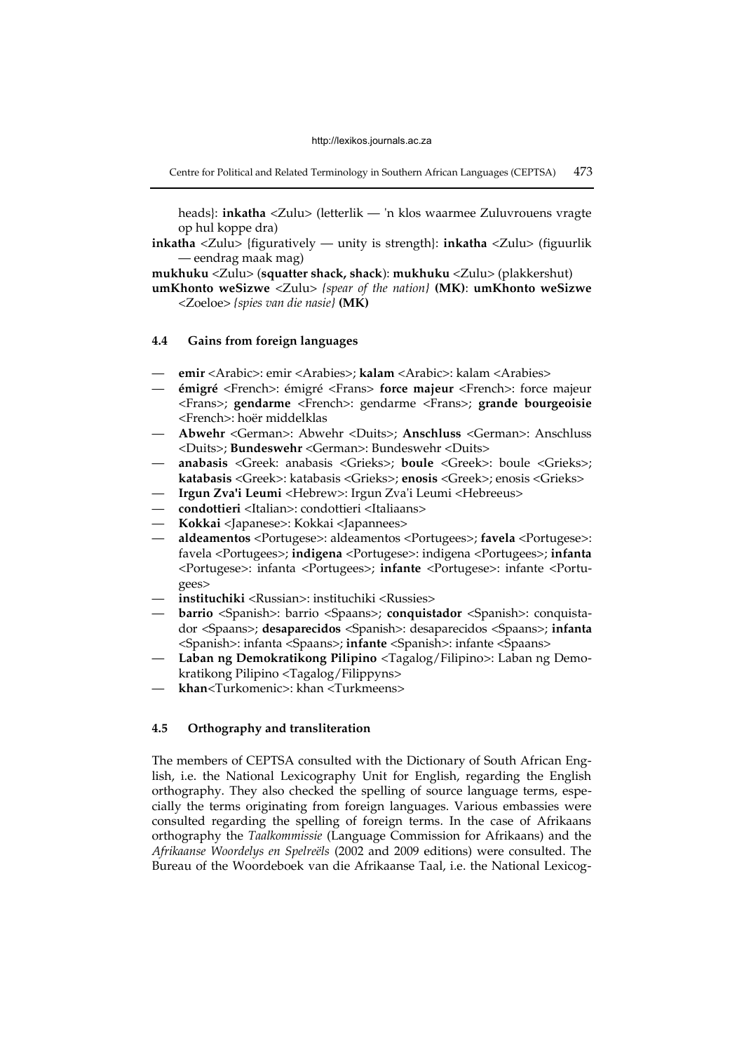heads}: **inkatha** <Zulu> (letterlik — 'n klos waarmee Zuluvrouens vragte op hul koppe dra)

**inkatha** <Zulu> {figuratively — unity is strength}: **inkatha** <Zulu> (figuurlik — eendrag maak mag)

**mukhuku** <Zulu> (**squatter shack, shack**): **mukhuku** <Zulu> (plakkershut)

**umKhonto weSizwe** <Zulu> *{spear of the nation}* **(MK)**: **umKhonto weSizwe** <Zoeloe> *{spies van die nasie}* **(MK)**

### 4.4 Gains from foreign languages

— **emir** <Arabic>: emir <Arabies>; **kalam** <Arabic>: kalam <Arabies>

— **émigré** <French>: émigré <Frans> **force majeur** <French>: force majeur <Frans>; **gendarme** <French>: gendarme <Frans>; **grande bourgeoisie** <French>: hoër middelklas

— **Abwehr** <German>: Abwehr <Duits>; **Anschluss** <German>: Anschluss <Duits>; **Bundeswehr** <German>: Bundeswehr <Duits>

— **anabasis** <Greek: anabasis <Grieks>; **boule** <Greek>: boule <Grieks>; **katabasis** <Greek>: katabasis <Grieks>; **enosis** <Greek>; enosis <Grieks>

— **Irgun Zva'i Leumi** <Hebrew>: Irgun Zva'i Leumi <Hebreeus>

— **condottieri** <Italian>: condottieri <Italiaans>

— **Kokkai** <Japanese>: Kokkai <Japannees>

— **aldeamentos** <Portugese>: aldeamentos <Portugees>; **favela** <Portugese>: favela <Portugees>; **indigena** <Portugese>: indigena <Portugees>; **infanta** <Portugese>: infanta <Portugees>; **infante** <Portugese>: infante <Portugees>

— **instituchiki** <Russian>: instituchiki <Russies>

— **barrio** <Spanish>: barrio <Spaans>; **conquistador** <Spanish>: conquistador <Spaans>; **desaparecidos** <Spanish>: desaparecidos <Spaans>; **infanta** <Spanish>: infanta <Spaans>; **infante** <Spanish>: infante <Spaans>

— **Laban ng Demokratikong Pilipino** <Tagalog/Filipino>: Laban ng Demokratikong Pilipino <Tagalog/Filippyns>

— **khan**<Turkomenic>: khan <Turkmeens>

### 4.5 Orthography and transliteration

The members of CEPTSA consulted with the Dictionary of South African English, i.e. the National Lexicography Unit for English, regarding the English orthography. They also checked the spelling of source language terms, especially the terms originating from foreign languages. Various embassies were consulted regarding the spelling of foreign terms. In the case of Afrikaans orthography the *Taalkommissie* (Language Commission for Afrikaans) and the *Afrikaanse Woordelys en Spelreëls* (2002 and 2009 editions) were consulted. The Bureau of the Woordeboek van die Afrikaanse Taal, i.e. the National Lexicog-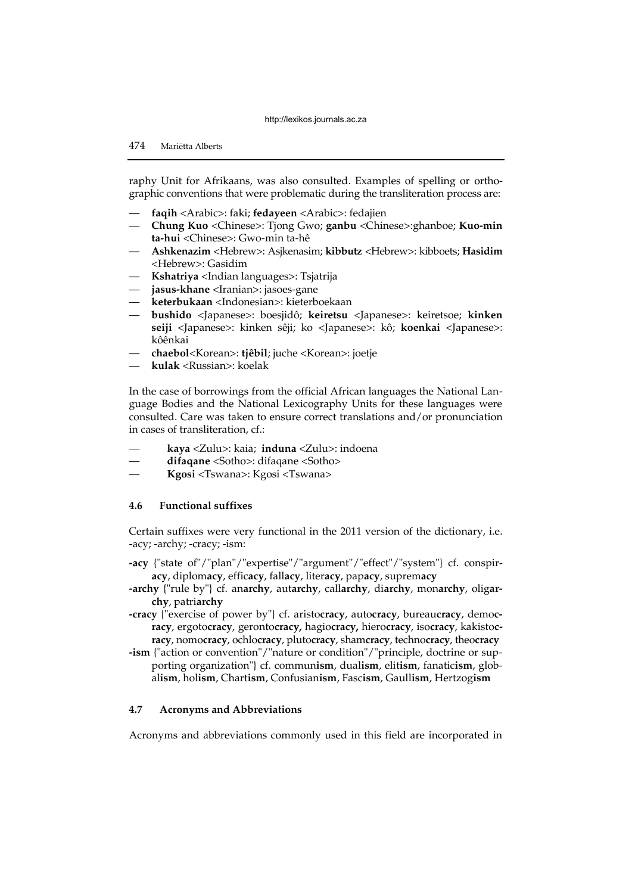raphy Unit for Afrikaans, was also consulted. Examples of spelling or orthographic conventions that were problematic during the transliteration process are:

- **faqih** <Arabic>: faki; **fedayeen** <Arabic>: fedajien
- **Chung Kuo** <Chinese>: Tjong Gwo; **ganbu** <Chinese>:ghanboe; **Kuo-min ta-hui** <Chinese>: Gwo-min ta-hê
- **Ashkenazim** <Hebrew>: Asjkenasim; **kibbutz** <Hebrew>: kibboets; **Hasidim** <Hebrew>: Gasidim
- **Kshatriya** <Indian languages>: Tsjatrija
- **jasus-khane** <Iranian>: jasoes-gane
- **keterbukaan** <Indonesian>: kieterboekaan
- **bushido** <Japanese>: boesjidô; **keiretsu** <Japanese>: keiretsoe; **kinken seiji** <Japanese>: kinken sêji; ko <Japanese>: kô; **koenkai** <Japanese>: kôênkai
- **chaebol**<Korean>: **tjêbil**; juche <Korean>: joetje
- **kulak** <Russian>: koelak

In the case of borrowings from the official African languages the National Language Bodies and the National Lexicography Units for these languages were consulted. Care was taken to ensure correct translations and/or pronunciation in cases of transliteration, cf.:

- **kaya** <Zulu>: kaia; **induna** <Zulu>: indoena
- **difaqane** <Sotho>: difaqane <Sotho>
- **Kgosi** <Tswana>: Kgosi <Tswana>

### 4.6 Functional suffixes

Certain suffixes were very functional in the 2011 version of the dictionary, i.e. -acy; -archy; -cracy; -ism:

**-acy** {"state of"/"plan"/"expertise"/"argument"/"effect"/"system"} cf. conspir**acy**, diplom**acy**, effic**acy**, fall**acy**, liter**acy**, pap**acy**, suprem**acy**

**-archy** {"rule by"} cf. an**archy**, aut**archy**, call**archy**, di**archy**, mon**archy**, olig**archy**, patri**archy**

**-cracy** {"exercise of power by"} cf. aristo**cracy**, auto**cracy**, bureau**cracy**, demo**cracy**, ergoto**cracy**, geronto**cracy,** hagio**cracy,** hiero**cracy**, iso**cracy**, kakisto**cracy**, nomo**cracy**, ochlo**cracy**, pluto**cracy**, sham**cracy**, techno**cracy**, theo**cracy**

**-ism** {"action or convention"/"nature or condition"/"principle, doctrine or supporting organization"} cf. commun**ism**, dual**ism**, elit**ism**, fanatic**ism**, global**ism**, hol**ism**, Chart**ism**, Confusian**ism**, Fasc**ism**, Gaull**ism**, Hertzog**ism**

### 4.7 Acronyms and Abbreviations

Acronyms and abbreviations commonly used in this field are incorporated in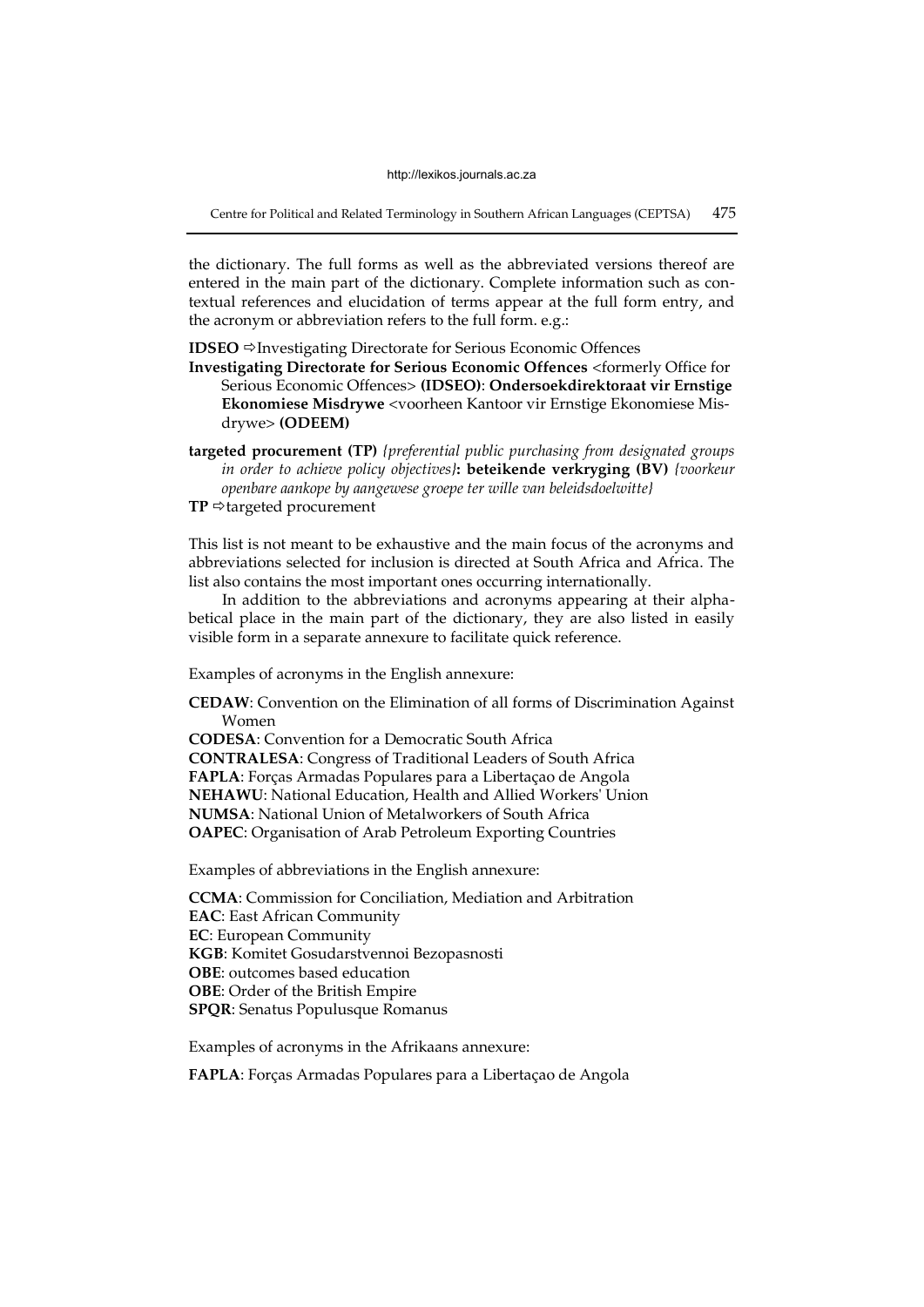the dictionary. The full forms as well as the abbreviated versions thereof are entered in the main part of the dictionary. Complete information such as contextual references and elucidation of terms appear at the full form entry, and the acronym or abbreviation refers to the full form. e.g.:

**IDSEO** ⇨Investigating Directorate for Serious Economic Offences
**Investigating Directorate for Serious Economic Offences** <formerly Office for Serious Economic Offences> **(IDSEO)**: **Ondersoekdirektoraat vir Ernstige Ekonomiese Misdrywe** <voorheen Kantoor vir Ernstige Ekonomiese Misdrywe> **(ODEEM)**

**targeted procurement (TP)** *{preferential public purchasing from designated groups in order to achieve policy objectives}*: **beteikende verkryging (BV)** *{voorkeur openbare aankope by aangewese groepe ter wille van beleidsdoelwitte}*
**TP** ⇨targeted procurement

This list is not meant to be exhaustive and the main focus of the acronyms and abbreviations selected for inclusion is directed at South Africa and Africa. The list also contains the most important ones occurring internationally.

In addition to the abbreviations and acronyms appearing at their alphabetical place in the main part of the dictionary, they are also listed in easily visible form in a separate annexure to facilitate quick reference.

Examples of acronyms in the English annexure:

**CEDAW**: Convention on the Elimination of all forms of Discrimination Against Women
**CODESA**: Convention for a Democratic South Africa
**CONTRALESA**: Congress of Traditional Leaders of South Africa
**FAPLA**: Forças Armadas Populares para a Libertaçao de Angola
**NEHAWU**: National Education, Health and Allied Workers' Union
**NUMSA**: National Union of Metalworkers of South Africa
**OAPEC**: Organisation of Arab Petroleum Exporting Countries

Examples of abbreviations in the English annexure:

**CCMA**: Commission for Conciliation, Mediation and Arbitration
**EAC**: East African Community
**EC**: European Community
**KGB**: Komitet Gosudarstvennoi Bezopasnosti
**OBE**: outcomes based education
**OBE**: Order of the British Empire
**SPQR**: Senatus Populusque Romanus

Examples of acronyms in the Afrikaans annexure:

**FAPLA**: Forças Armadas Populares para a Libertaçao de Angola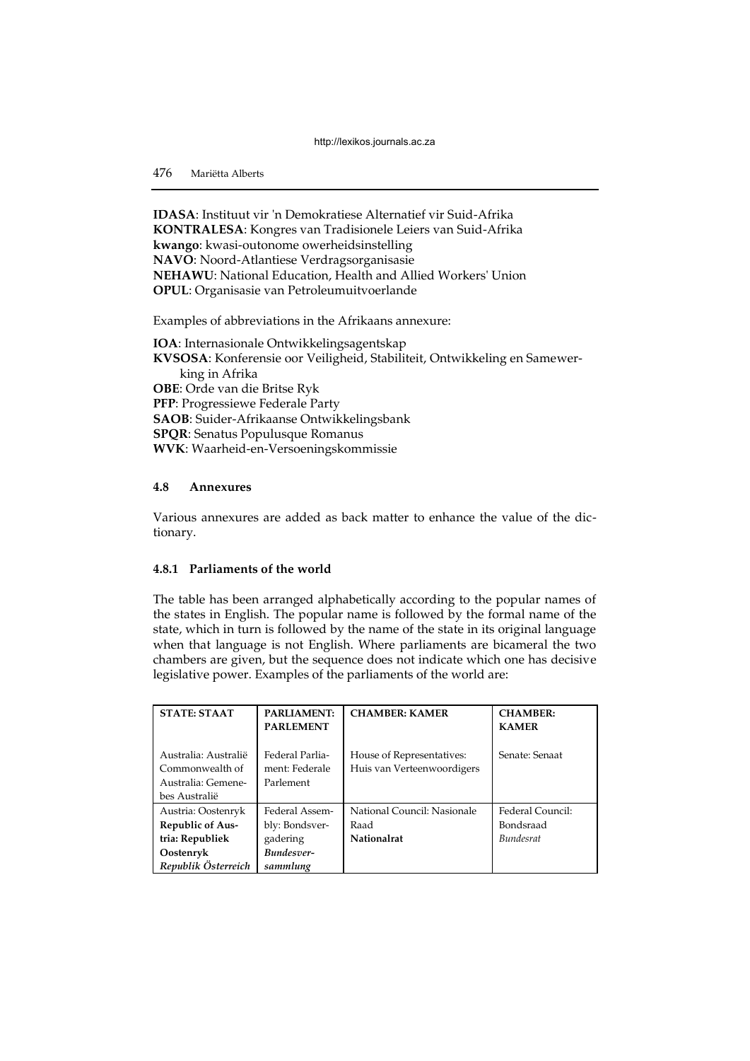**IDASA**: Instituut vir 'n Demokratiese Alternatief vir Suid-Afrika
**KONTRALESA**: Kongres van Tradisionele Leiers van Suid-Afrika
**kwango**: kwasi-outonome owerheidsinstelling
**NAVO**: Noord-Atlantiese Verdragsorganisasie
**NEHAWU**: National Education, Health and Allied Workers' Union
**OPUL**: Organisasie van Petroleumuitvoerlande

Examples of abbreviations in the Afrikaans annexure:

**IOA**: Internasionale Ontwikkelingsagentskap
**KVSOSA**: Konferensie oor Veiligheid, Stabiliteit, Ontwikkeling en Samewerking in Afrika
**OBE**: Orde van die Britse Ryk
**PFP**: Progressiewe Federale Party
**SAOB**: Suider-Afrikaanse Ontwikkelingsbank
**SPQR**: Senatus Populusque Romanus
**WVK**: Waarheid-en-Versoeningskommissie

### 4.8 Annexures

Various annexures are added as back matter to enhance the value of the dictionary.

#### 4.8.1 Parliaments of the world

The table has been arranged alphabetically according to the popular names of the states in English. The popular name is followed by the formal name of the state, which in turn is followed by the name of the state in its original language when that language is not English. Where parliaments are bicameral the two chambers are given, but the sequence does not indicate which one has decisive legislative power. Examples of the parliaments of the world are:

| STATE: STAAT | PARLIAMENT: PARLEMENT | CHAMBER: KAMER | CHAMBER: KAMER |
|---|---|---|---|
| Australia: Australië Commonwealth of Australia: Gemenebes Australië | Federal Parliament: Federale Parlement | House of Representatives: Huis van Verteenwoordigers | Senate: Senaat |
| Austria: Oostenryk **Republic of Austria: Republiek Oostenryk** ***Republik Österreich*** | Federal Assembly: Bondsvergadering ***Bundesversammlung*** | National Council: Nasionale Raad **Nationalrat** | Federal Council: Bondsraad *Bundesrat* |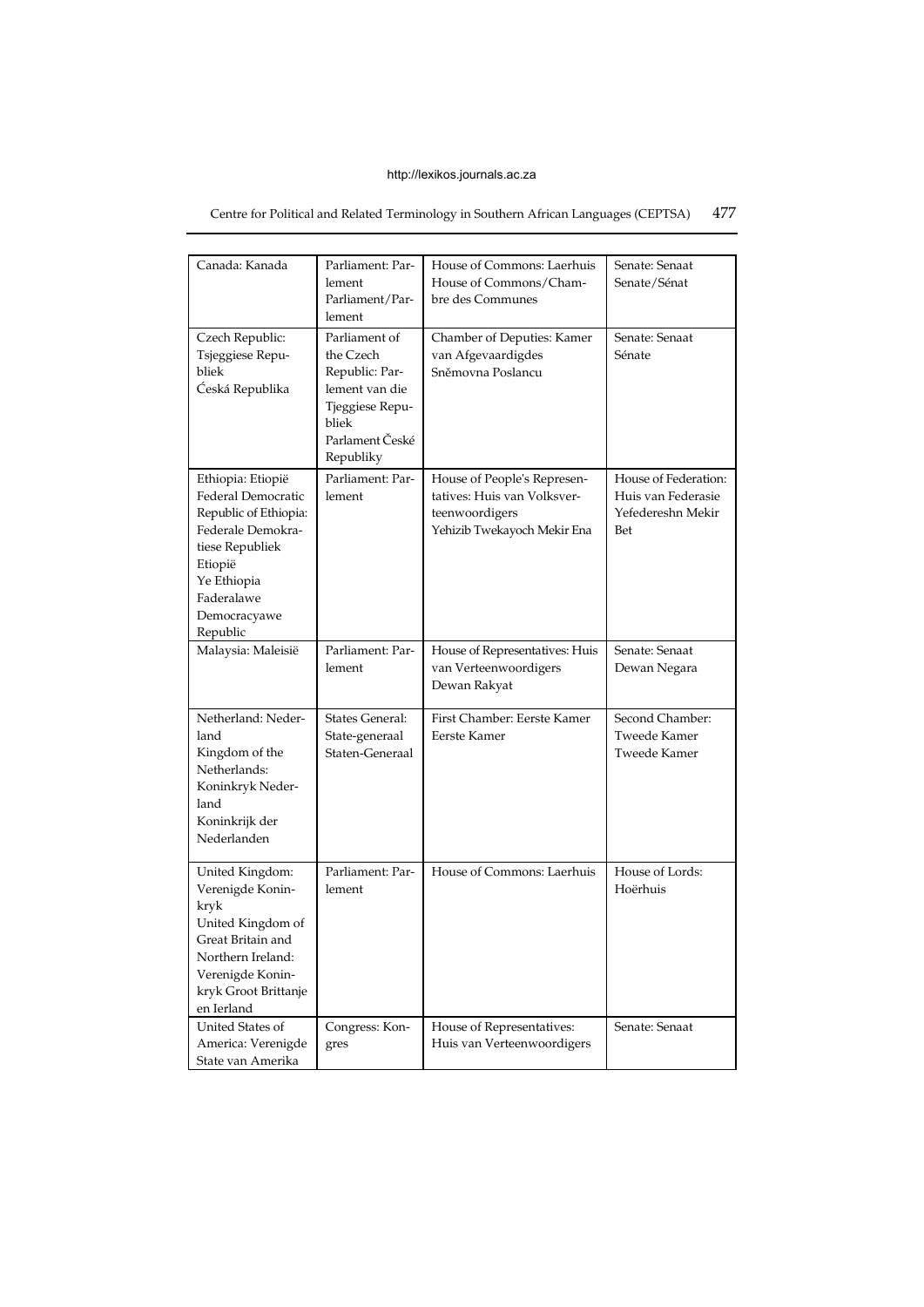| Canada: Kanada | Parliament: Parlement<br>Parliament/Parlement | House of Commons: Laerhuis<br>House of Commons/Chambre des Communes | Senate: Senaat<br>Senate/Sénat |
|---|---|---|---|
| Czech Republic: Tsjeggiese Republiek<br>Ćeská Republika | Parliament of the Czech Republic: Parlement van die Tjeggiese Republiek<br>Parlament České Republiky | Chamber of Deputies: Kamer van Afgevaardigdes<br>Sněmovna Poslancu | Senate: Senaat<br>Sénate |
| Ethiopia: Etiopië<br>Federal Democratic Republic of Ethiopia: Federale Demokratiese Republiek Etiopië<br>Ye Ethiopia Faderalawe Democracyawe Republic | Parliament: Parlement | House of People's Representatives: Huis van Volksverteenwoordigers<br>Yehizib Twekayoch Mekir Ena | House of Federation: Huis van Federasie<br>Yefedereshn Mekir Bet |
| Malaysia: Maleisië | Parliament: Parlement | House of Representatives: Huis van Verteenwoordigers<br>Dewan Rakyat | Senate: Senaat<br>Dewan Negara |
| Netherland: Nederland<br>Kingdom of the Netherlands: Koninkryk Nederland<br>Koninkrijk der Nederlanden | States General: State-generaal<br>Staten-Generaal | First Chamber: Eerste Kamer<br>Eerste Kamer | Second Chamber: Tweede Kamer<br>Tweede Kamer |
| United Kingdom: Verenigde Koninkryk<br>United Kingdom of Great Britain and Northern Ireland: Verenigde Koninkryk Groot Brittanje en Ierland | Parliament: Parlement | House of Commons: Laerhuis | House of Lords: Hoërhuis |
| United States of America: Verenigde State van Amerika | Congress: Kongres | House of Representatives: Huis van Verteenwoordigers | Senate: Senaat |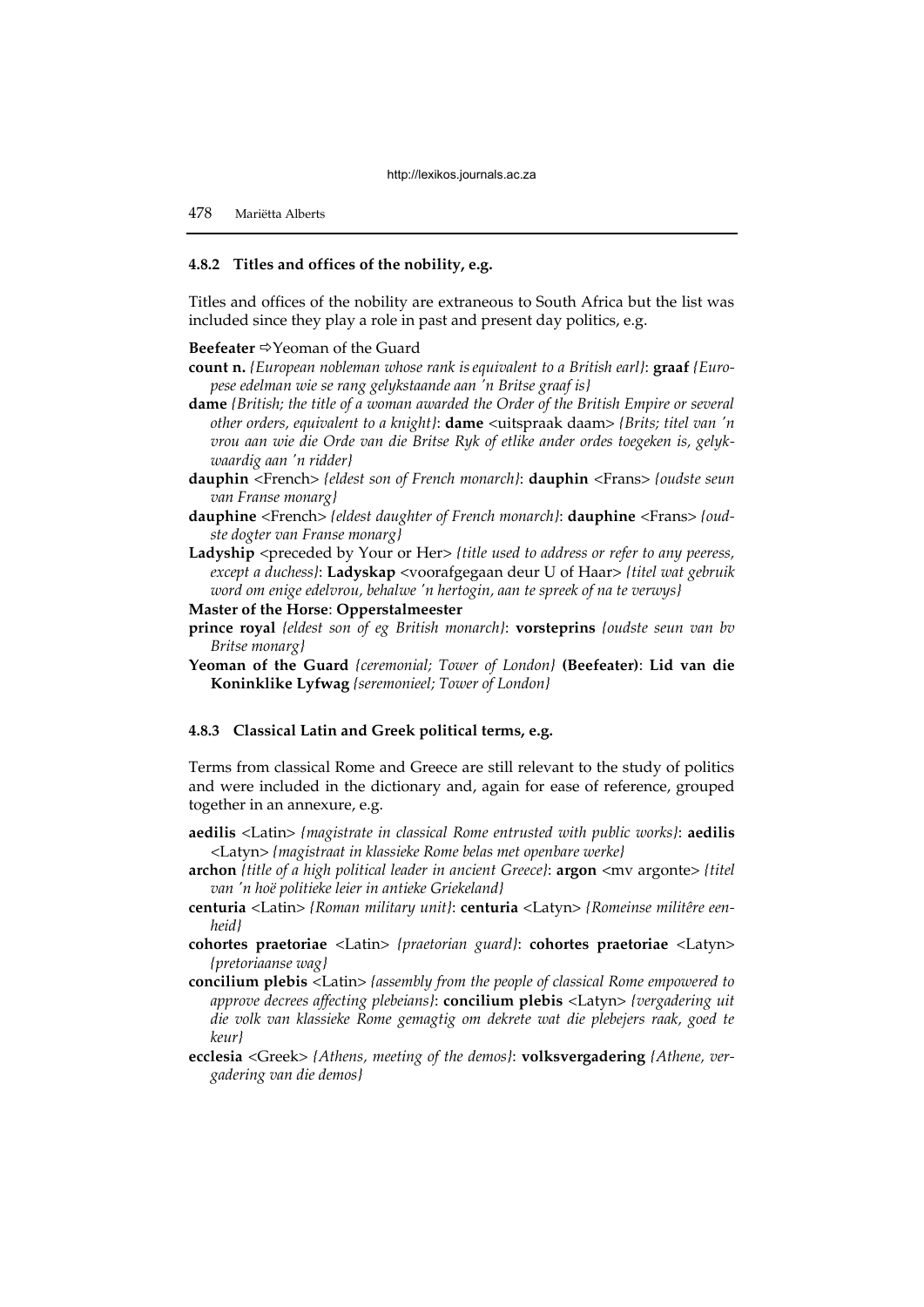#### 4.8.2 Titles and offices of the nobility, e.g.

Titles and offices of the nobility are extraneous to South Africa but the list was included since they play a role in past and present day politics, e.g.

**Beefeater** ⇨Yeoman of the Guard

**count n.** *{European nobleman whose rank is equivalent to a British earl}*: **graaf** *{Europese edelman wie se rang gelykstaande aan 'n Britse graaf is}*

**dame** *{British; the title of a woman awarded the Order of the British Empire or several other orders, equivalent to a knight}*: **dame** <uitspraak daam> *{Brits; titel van 'n vrou aan wie die Orde van die Britse Ryk of etlike ander ordes toegeken is, gelykwaardig aan 'n ridder}*

**dauphin** <French> *{eldest son of French monarch}*: **dauphin** <Frans> *{oudste seun van Franse monarg}*

**dauphine** <French> *{eldest daughter of French monarch}*: **dauphine** <Frans> *{oudste dogter van Franse monarg}*

**Ladyship** <preceded by Your or Her> *{title used to address or refer to any peeress, except a duchess}*: **Ladyskap** <voorafgegaan deur U of Haar> *{titel wat gebruik word om enige edelvrou, behalwe 'n hertogin, aan te spreek of na te verwys}*

**Master of the Horse**: **Opperstalmeester**

**prince royal** *{eldest son of eg British monarch}*: **vorsteprins** *{oudste seun van bv Britse monarg}*

**Yeoman of the Guard** *{ceremonial; Tower of London}* **(Beefeater)**: **Lid van die Koninklike Lyfwag** *{seremonieel; Tower of London}*

#### 4.8.3 Classical Latin and Greek political terms, e.g.

Terms from classical Rome and Greece are still relevant to the study of politics and were included in the dictionary and, again for ease of reference, grouped together in an annexure, e.g.

**aedilis** <Latin> *{magistrate in classical Rome entrusted with public works}*: **aedilis** <Latyn> *{magistraat in klassieke Rome belas met openbare werke}*

**archon** *{title of a high political leader in ancient Greece}*: **argon** <mv argonte> *{titel van 'n hoë politieke leier in antieke Griekeland}*

**centuria** <Latin> *{Roman military unit}*: **centuria** <Latyn> *{Romeinse militêre eenheid}*

**cohortes praetoriae** <Latin> *{praetorian guard}*: **cohortes praetoriae** <Latyn> *{pretoriaanse wag}*

**concilium plebis** <Latin> *{assembly from the people of classical Rome empowered to approve decrees affecting plebeians}*: **concilium plebis** <Latyn> *{vergadering uit die volk van klassieke Rome gemagtig om dekrete wat die plebejers raak, goed te keur}*

**ecclesia** <Greek> *{Athens, meeting of the demos}*: **volksvergadering** *{Athene, vergadering van die demos}*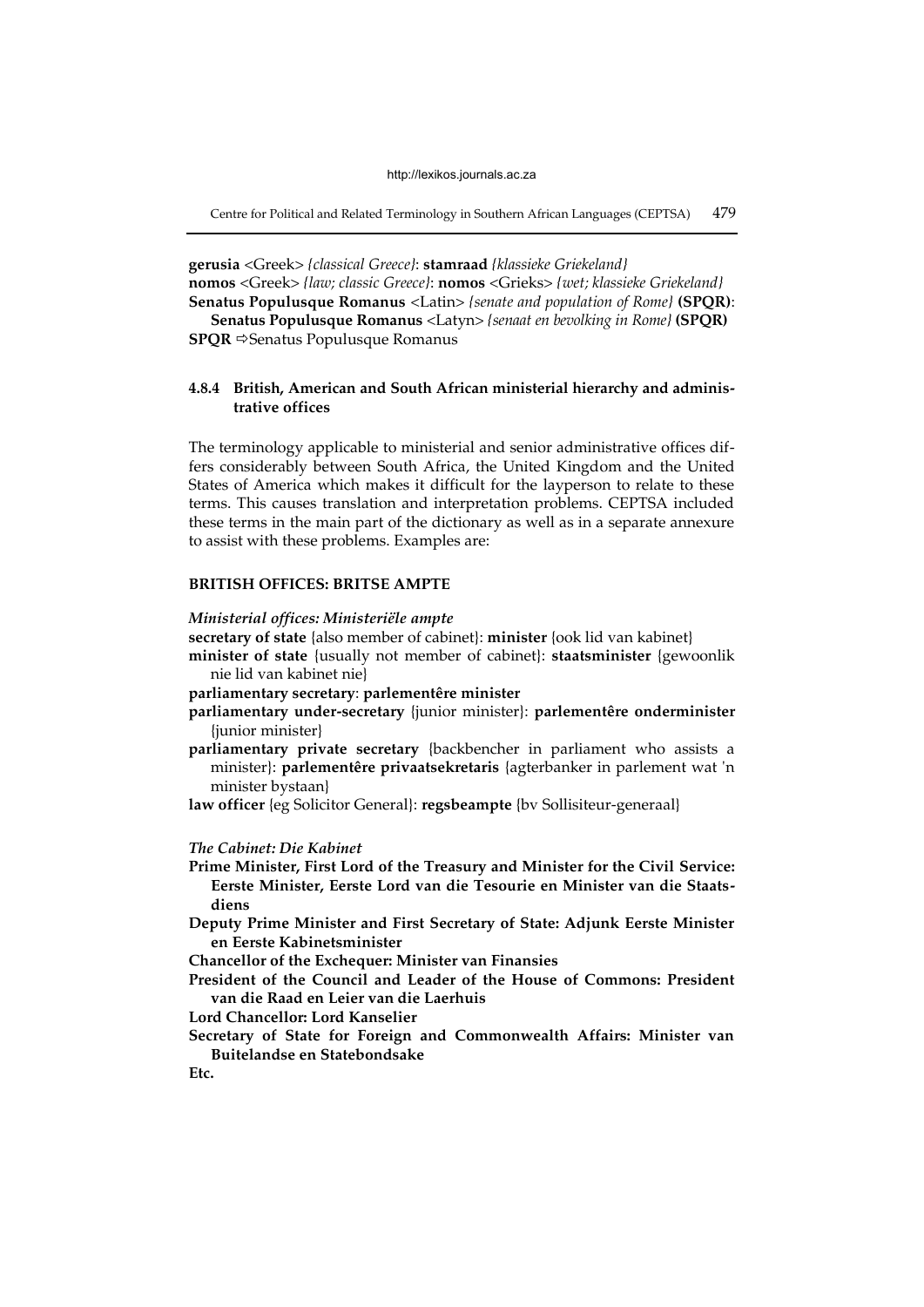**gerusia** <Greek> *{classical Greece}*: **stamraad** *{klassieke Griekeland}*
**nomos** <Greek> *{law; classic Greece}*: **nomos** <Grieks> *{wet; klassieke Griekeland}*
**Senatus Populusque Romanus** <Latin> *{senate and population of Rome}* **(SPQR)**: **Senatus Populusque Romanus** <Latyn> *{senaat en bevolking in Rome}* **(SPQR)**
**SPQR** ⇨Senatus Populusque Romanus

#### 4.8.4 British, American and South African ministerial hierarchy and administrative offices

The terminology applicable to ministerial and senior administrative offices differs considerably between South Africa, the United Kingdom and the United States of America which makes it difficult for the layperson to relate to these terms. This causes translation and interpretation problems. CEPTSA included these terms in the main part of the dictionary as well as in a separate annexure to assist with these problems. Examples are:

**BRITISH OFFICES: BRITSE AMPTE**

*Ministerial offices: Ministeriële ampte*

**secretary of state** {also member of cabinet}: **minister** {ook lid van kabinet}
**minister of state** {usually not member of cabinet}: **staatsminister** {gewoonlik nie lid van kabinet nie}
**parliamentary secretary**: **parlementêre minister**
**parliamentary under-secretary** {junior minister}: **parlementêre onderminister** {junior minister}
**parliamentary private secretary** {backbencher in parliament who assists a minister}: **parlementêre privaatsekretaris** {agterbanker in parlement wat 'n minister bystaan}
**law officer** {eg Solicitor General}: **regsbeampte** {bv Sollisiteur-generaal}

*The Cabinet: Die Kabinet*

**Prime Minister, First Lord of the Treasury and Minister for the Civil Service: Eerste Minister, Eerste Lord van die Tesourie en Minister van die Staatsdiens**
**Deputy Prime Minister and First Secretary of State: Adjunk Eerste Minister en Eerste Kabinetsminister**
**Chancellor of the Exchequer: Minister van Finansies**
**President of the Council and Leader of the House of Commons: President van die Raad en Leier van die Laerhuis**
**Lord Chancellor: Lord Kanselier**
**Secretary of State for Foreign and Commonwealth Affairs: Minister van Buitelandse en Statebondsake**
**Etc.**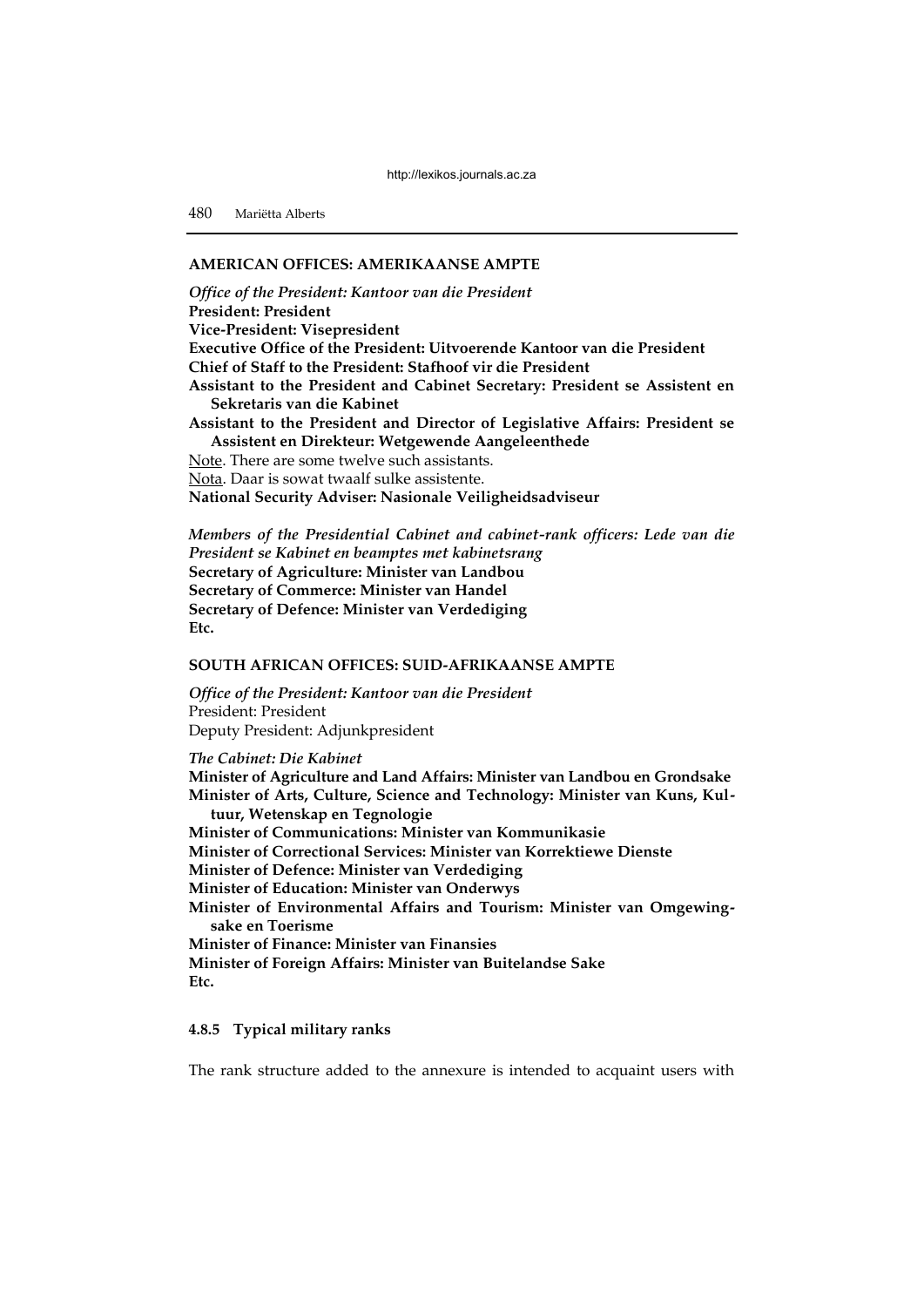**AMERICAN OFFICES: AMERIKAANSE AMPTE**

*Office of the President: Kantoor van die President*
**President: President**
**Vice-President: Visepresident**
**Executive Office of the President: Uitvoerende Kantoor van die President**
**Chief of Staff to the President: Stafhoof vir die President**
**Assistant to the President and Cabinet Secretary: President se Assistent en Sekretaris van die Kabinet**
**Assistant to the President and Director of Legislative Affairs: President se Assistent en Direkteur: Wetgewende Aangeleenthede**
Note. There are some twelve such assistants.
Nota. Daar is sowat twaalf sulke assistente.
**National Security Adviser: Nasionale Veiligheidsadviseur**

*Members of the Presidential Cabinet and cabinet-rank officers: Lede van die President se Kabinet en beamptes met kabinetsrang*
**Secretary of Agriculture: Minister van Landbou**
**Secretary of Commerce: Minister van Handel**
**Secretary of Defence: Minister van Verdediging**
**Etc.**

**SOUTH AFRICAN OFFICES: SUID-AFRIKAANSE AMPTE**

*Office of the President: Kantoor van die President*
President: President
Deputy President: Adjunkpresident

*The Cabinet: Die Kabinet*
**Minister of Agriculture and Land Affairs: Minister van Landbou en Grondsake**
**Minister of Arts, Culture, Science and Technology: Minister van Kuns, Kultuur, Wetenskap en Tegnologie**
**Minister of Communications: Minister van Kommunikasie**
**Minister of Correctional Services: Minister van Korrektiewe Dienste**
**Minister of Defence: Minister van Verdediging**
**Minister of Education: Minister van Onderwys**
**Minister of Environmental Affairs and Tourism: Minister van Omgewingsake en Toerisme**
**Minister of Finance: Minister van Finansies**
**Minister of Foreign Affairs: Minister van Buitelandse Sake**
**Etc.**

#### 4.8.5 Typical military ranks

The rank structure added to the annexure is intended to acquaint users with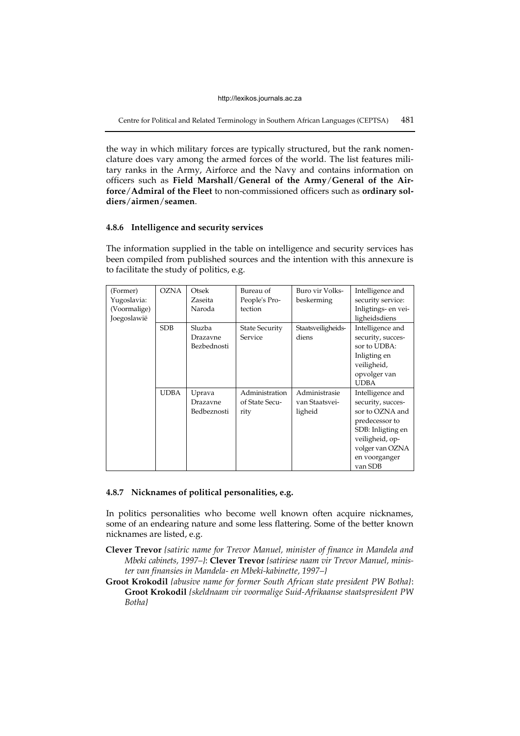the way in which military forces are typically structured, but the rank nomenclature does vary among the armed forces of the world. The list features military ranks in the Army, Airforce and the Navy and contains information on officers such as **Field Marshall**/**General of the Army**/**General of the Airforce**/**Admiral of the Fleet** to non-commissioned officers such as **ordinary soldiers**/**airmen**/**seamen**.

#### 4.8.6 Intelligence and security services

The information supplied in the table on intelligence and security services has been compiled from published sources and the intention with this annexure is to facilitate the study of politics, e.g.

| (Former) Yugoslavia: (Voormalige) Joegoslawië | OZNA | Otsek Zaseita Naroda | Bureau of People's Protection | Buro vir Volksbeskerming | Intelligence and security service: Inligtings- en veiligheidsdiens |
|---|---|---|---|---|---|
| | SDB | Sluzba Drazavne Bezbednosti | State Security Service | Staatsveiligheidsdiens | Intelligence and security, successor to UDBA: Inligting en veiligheid, opvolger van UDBA |
| | UDBA | Uprava Drazavne Bedbeznosti | Administration of State Security | Administrasie van Staatsveiligheid | Intelligence and security, successor to OZNA and predecessor to SDB: Inligting en veiligheid, opvolger van OZNA en voorganger van SDB |

#### 4.8.7 Nicknames of political personalities, e.g.

In politics personalities who become well known often acquire nicknames, some of an endearing nature and some less flattering. Some of the better known nicknames are listed, e.g.

**Clever Trevor** *{satiric name for Trevor Manuel, minister of finance in Mandela and Mbeki cabinets, 1997–}*: **Clever Trevor** *{satiriese naam vir Trevor Manuel, minister van finansies in Mandela- en Mbeki-kabinette, 1997–}*

**Groot Krokodil** *{abusive name for former South African state president PW Botha}*: **Groot Krokodil** *{skeldnaam vir voormalige Suid-Afrikaanse staatspresident PW Botha}*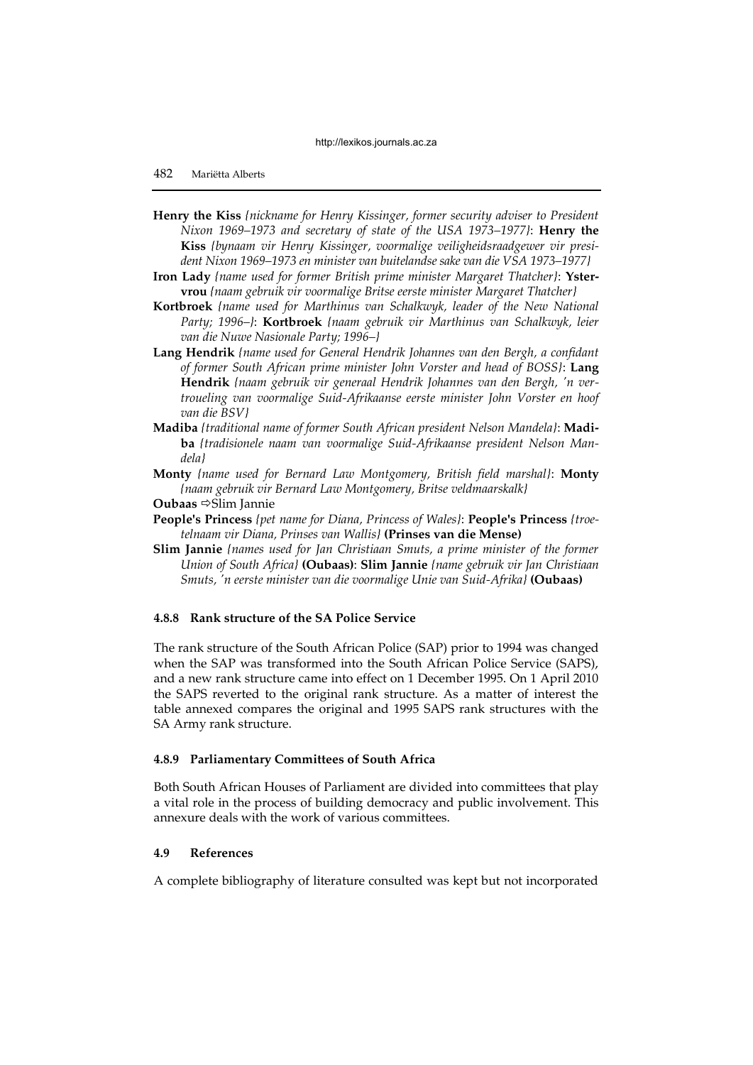**Henry the Kiss** *{nickname for Henry Kissinger, former security adviser to President Nixon 1969–1973 and secretary of state of the USA 1973–1977}*: **Henry the Kiss** *{bynaam vir Henry Kissinger, voormalige veiligheidsraadgewer vir president Nixon 1969–1973 en minister van buitelandse sake van die VSA 1973–1977}*

**Iron Lady** *{name used for former British prime minister Margaret Thatcher}*: **Ystervrou** *{naam gebruik vir voormalige Britse eerste minister Margaret Thatcher}*

**Kortbroek** *{name used for Marthinus van Schalkwyk, leader of the New National Party; 1996–}*: **Kortbroek** *{naam gebruik vir Marthinus van Schalkwyk, leier van die Nuwe Nasionale Party; 1996–}*

**Lang Hendrik** *{name used for General Hendrik Johannes van den Bergh, a confidant of former South African prime minister John Vorster and head of BOSS}*: **Lang Hendrik** *{naam gebruik vir generaal Hendrik Johannes van den Bergh, 'n vertroueling van voormalige Suid-Afrikaanse eerste minister John Vorster en hoof van die BSV}*

**Madiba** *{traditional name of former South African president Nelson Mandela}*: **Madiba** *{tradisionele naam van voormalige Suid-Afrikaanse president Nelson Mandela}*

**Monty** *{name used for Bernard Law Montgomery, British field marshal}*: **Monty** *{naam gebruik vir Bernard Law Montgomery, Britse veldmaarskalk}*

**Oubaas** ⇨Slim Jannie

**People's Princess** *{pet name for Diana, Princess of Wales}*: **People's Princess** *{troetelnaam vir Diana, Prinses van Wallis}* **(Prinses van die Mense)**

**Slim Jannie** *{names used for Jan Christiaan Smuts, a prime minister of the former Union of South Africa}* **(Oubaas)**: **Slim Jannie** *{name gebruik vir Jan Christiaan Smuts, 'n eerste minister van die voormalige Unie van Suid-Afrika}* **(Oubaas)**

#### 4.8.8 Rank structure of the SA Police Service

The rank structure of the South African Police (SAP) prior to 1994 was changed when the SAP was transformed into the South African Police Service (SAPS), and a new rank structure came into effect on 1 December 1995. On 1 April 2010 the SAPS reverted to the original rank structure. As a matter of interest the table annexed compares the original and 1995 SAPS rank structures with the SA Army rank structure.

#### 4.8.9 Parliamentary Committees of South Africa

Both South African Houses of Parliament are divided into committees that play a vital role in the process of building democracy and public involvement. This annexure deals with the work of various committees.

### 4.9 References

A complete bibliography of literature consulted was kept but not incorporated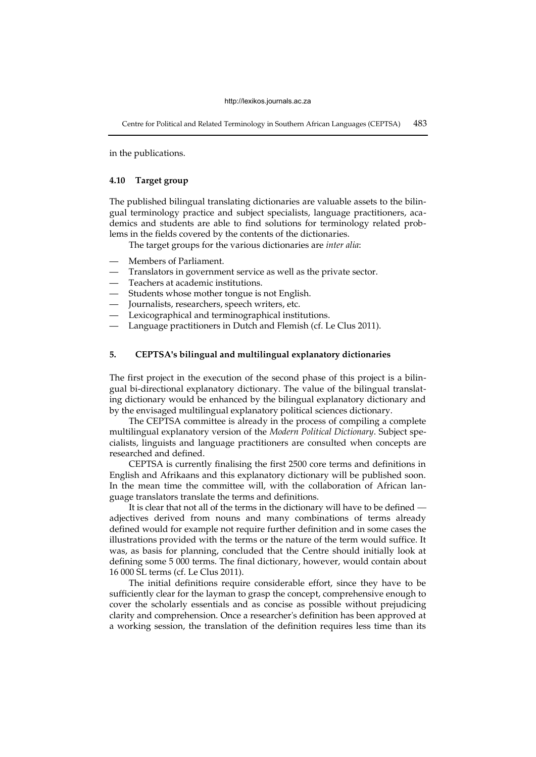in the publications.

### 4.10 Target group

The published bilingual translating dictionaries are valuable assets to the bilingual terminology practice and subject specialists, language practitioners, academics and students are able to find solutions for terminology related problems in the fields covered by the contents of the dictionaries.

The target groups for the various dictionaries are *inter alia*:

- Members of Parliament.
- Translators in government service as well as the private sector.
- Teachers at academic institutions.
- Students whose mother tongue is not English.
- Journalists, researchers, speech writers, etc.
- Lexicographical and terminographical institutions.
- Language practitioners in Dutch and Flemish (cf. Le Clus 2011).

## 5. CEPTSA's bilingual and multilingual explanatory dictionaries

The first project in the execution of the second phase of this project is a bilingual bi-directional explanatory dictionary. The value of the bilingual translating dictionary would be enhanced by the bilingual explanatory dictionary and by the envisaged multilingual explanatory political sciences dictionary.

The CEPTSA committee is already in the process of compiling a complete multilingual explanatory version of the *Modern Political Dictionary*. Subject specialists, linguists and language practitioners are consulted when concepts are researched and defined.

CEPTSA is currently finalising the first 2500 core terms and definitions in English and Afrikaans and this explanatory dictionary will be published soon. In the mean time the committee will, with the collaboration of African language translators translate the terms and definitions.

It is clear that not all of the terms in the dictionary will have to be defined — adjectives derived from nouns and many combinations of terms already defined would for example not require further definition and in some cases the illustrations provided with the terms or the nature of the term would suffice. It was, as basis for planning, concluded that the Centre should initially look at defining some 5 000 terms. The final dictionary, however, would contain about 16 000 SL terms (cf. Le Clus 2011).

The initial definitions require considerable effort, since they have to be sufficiently clear for the layman to grasp the concept, comprehensive enough to cover the scholarly essentials and as concise as possible without prejudicing clarity and comprehension. Once a researcher's definition has been approved at a working session, the translation of the definition requires less time than its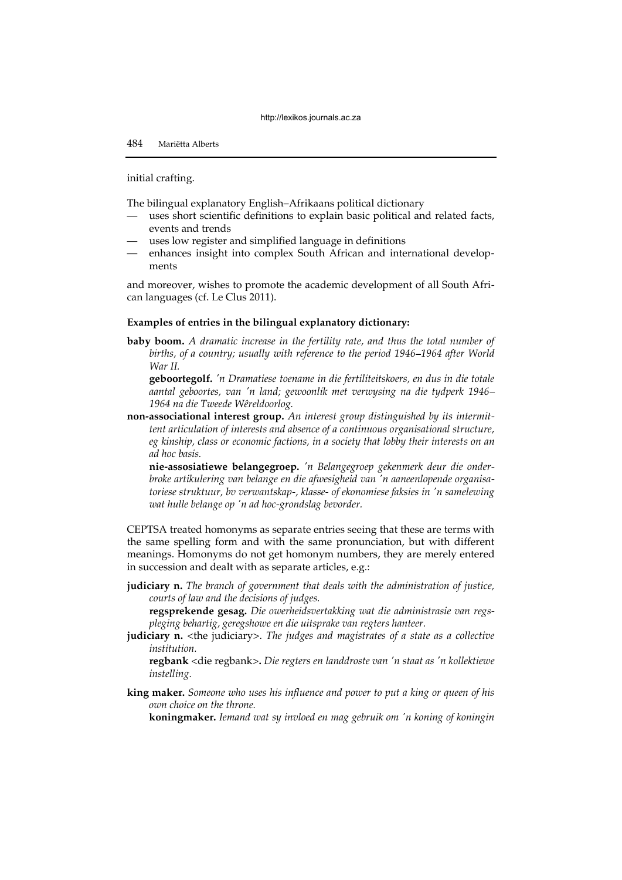initial crafting.

The bilingual explanatory English–Afrikaans political dictionary

— uses short scientific definitions to explain basic political and related facts, events and trends
— uses low register and simplified language in definitions
— enhances insight into complex South African and international developments

and moreover, wishes to promote the academic development of all South African languages (cf. Le Clus 2011).

**Examples of entries in the bilingual explanatory dictionary:**

**baby boom.** *A dramatic increase in the fertility rate, and thus the total number of births, of a country; usually with reference to the period 1946–1964 after World War II.*

**geboortegolf.** *'n Dramatiese toename in die fertiliteitskoers, en dus in die totale aantal geboortes, van 'n land; gewoonlik met verwysing na die tydperk 1946–1964 na die Tweede Wêreldoorlog.*

**non-associational interest group.** *An interest group distinguished by its intermittent articulation of interests and absence of a continuous organisational structure, eg kinship, class or economic factions, in a society that lobby their interests on an ad hoc basis.*

**nie-assosiatiewe belangegroep.** *'n Belangegroep gekenmerk deur die onderbroke artikulering van belange en die afwesigheid van 'n aaneenlopende organisatoriese struktuur, bv verwantskap-, klasse- of ekonomiese faksies in 'n samelewing wat hulle belange op 'n ad hoc-grondslag bevorder.*

CEPTSA treated homonyms as separate entries seeing that these are terms with the same spelling form and with the same pronunciation, but with different meanings. Homonyms do not get homonym numbers, they are merely entered in succession and dealt with as separate articles, e.g.:

**judiciary n.** *The branch of government that deals with the administration of justice, courts of law and the decisions of judges.*

**regsprekende gesag.** *Die owerheidsvertakking wat die administrasie van regspleging behartig, geregshowe en die uitsprake van regters hanteer.*

**judiciary n.** <the judiciary>. *The judges and magistrates of a state as a collective institution.*

**regbank** <die regbank>**.** *Die regters en landdroste van 'n staat as 'n kollektiewe instelling.*

**king maker.** *Someone who uses his influence and power to put a king or queen of his own choice on the throne.*

**koningmaker.** *Iemand wat sy invloed en mag gebruik om 'n koning of koningin*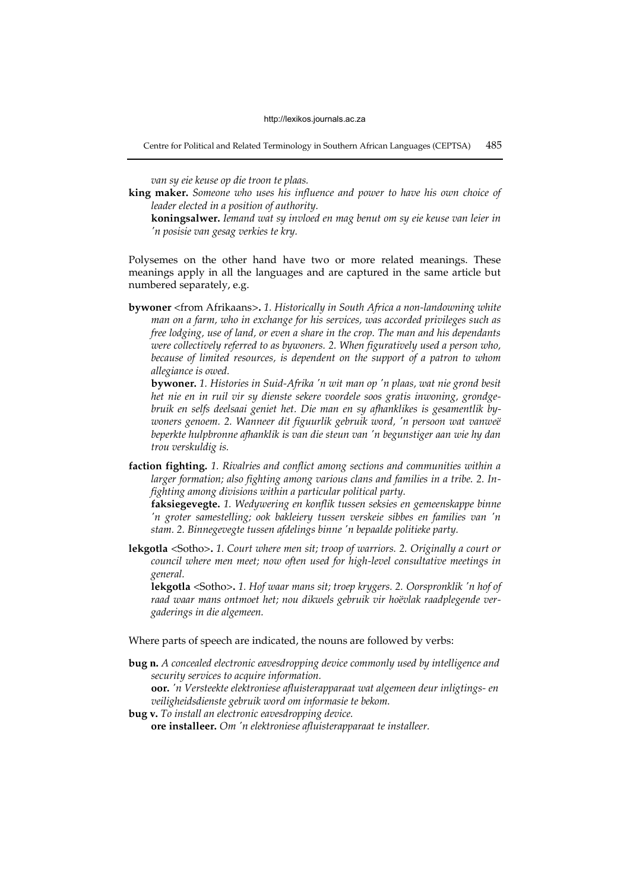*van sy eie keuse op die troon te plaas.*

**king maker.** *Someone who uses his influence and power to have his own choice of leader elected in a position of authority.*

**koningsalwer.** *Iemand wat sy invloed en mag benut om sy eie keuse van leier in 'n posisie van gesag verkies te kry.*

Polysemes on the other hand have two or more related meanings. These meanings apply in all the languages and are captured in the same article but numbered separately, e.g.

**bywoner** <from Afrikaans>**.** *1. Historically in South Africa a non-landowning white man on a farm, who in exchange for his services, was accorded privileges such as free lodging, use of land, or even a share in the crop. The man and his dependants were collectively referred to as bywoners. 2. When figuratively used a person who, because of limited resources, is dependent on the support of a patron to whom allegiance is owed.*

**bywoner.** *1. Histories in Suid-Afrika 'n wit man op 'n plaas, wat nie grond besit het nie en in ruil vir sy dienste sekere voordele soos gratis inwoning, grondgebruik en selfs deelsaai geniet het. Die man en sy afhanklikes is gesamentlik bywoners genoem. 2. Wanneer dit figuurlik gebruik word, 'n persoon wat vanweë beperkte hulpbronne afhanklik is van die steun van 'n begunstiger aan wie hy dan trou verskuldig is.*

**faction fighting.** *1. Rivalries and conflict among sections and communities within a larger formation; also fighting among various clans and families in a tribe. 2. Infighting among divisions within a particular political party.*

**faksiegevegte.** *1. Wedywering en konflik tussen seksies en gemeenskappe binne 'n groter samestelling; ook bakleiery tussen verskeie sibbes en families van 'n stam. 2. Binnegevegte tussen afdelings binne 'n bepaalde politieke party.*

**lekgotla** <Sotho>**.** *1. Court where men sit; troop of warriors. 2. Originally a court or council where men meet; now often used for high-level consultative meetings in general.*

**lekgotla** <Sotho>**.** *1. Hof waar mans sit; troep krygers. 2. Oorspronklik 'n hof of raad waar mans ontmoet het; nou dikwels gebruik vir hoëvlak raadplegende vergaderings in die algemeen.*

Where parts of speech are indicated, the nouns are followed by verbs:

**bug n.** *A concealed electronic eavesdropping device commonly used by intelligence and security services to acquire information.*

**oor.** *'n Versteekte elektroniese afluisterapparaat wat algemeen deur inligtings- en veiligheidsdienste gebruik word om informasie te bekom.*

**bug v.** *To install an electronic eavesdropping device.*

**ore installeer.** *Om 'n elektroniese afluisterapparaat te installeer.*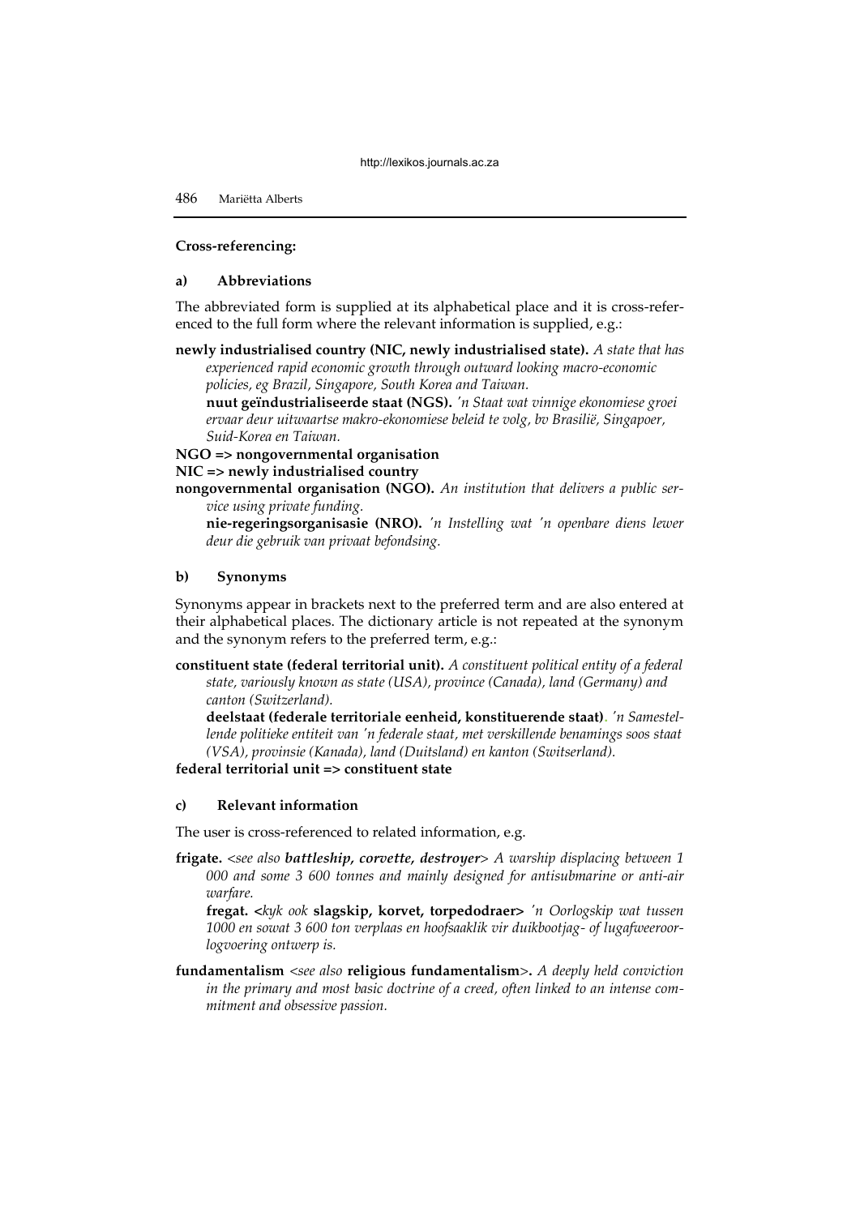**Cross-referencing:**

**a) Abbreviations**

The abbreviated form is supplied at its alphabetical place and it is cross-referenced to the full form where the relevant information is supplied, e.g.:

**newly industrialised country (NIC, newly industrialised state).** *A state that has experienced rapid economic growth through outward looking macro-economic policies, eg Brazil, Singapore, South Korea and Taiwan.*
 **nuut geïndustrialiseerde staat (NGS).** *'n Staat wat vinnige ekonomiese groei ervaar deur uitwaartse makro-ekonomiese beleid te volg, bv Brasilië, Singapoer, Suid-Korea en Taiwan.*

**NGO => nongovernmental organisation**

**NIC => newly industrialised country**

**nongovernmental organisation (NGO).** *An institution that delivers a public service using private funding.*
 **nie-regeringsorganisasie (NRO).** *'n Instelling wat 'n openbare diens lewer deur die gebruik van privaat befondsing.*

**b) Synonyms**

Synonyms appear in brackets next to the preferred term and are also entered at their alphabetical places. The dictionary article is not repeated at the synonym and the synonym refers to the preferred term, e.g.:

**constituent state (federal territorial unit).** *A constituent political entity of a federal state, variously known as state (USA), province (Canada), land (Germany) and canton (Switzerland).*
 **deelstaat (federale territoriale eenheid, konstituerende staat)**. *'n Samestellende politieke entiteit van 'n federale staat, met verskillende benamings soos staat (VSA), provinsie (Kanada), land (Duitsland) en kanton (Switserland).*

**federal territorial unit => constituent state**

**c) Relevant information**

The user is cross-referenced to related information, e.g.

**frigate.** <*see also* ***battleship, corvette, destroyer***> *A warship displacing between 1 000 and some 3 600 tonnes and mainly designed for antisubmarine or anti-air warfare.*
 **fregat. <***kyk ook* **slagskip, korvet, torpedodraer>** *'n Oorlogskip wat tussen 1000 en sowat 3 600 ton verplaas en hoofsaaklik vir duikbootjag- of lugafweeroorlogvoering ontwerp is.*

**fundamentalism** <*see also* **religious fundamentalism**>**.** *A deeply held conviction in the primary and most basic doctrine of a creed, often linked to an intense commitment and obsessive passion.*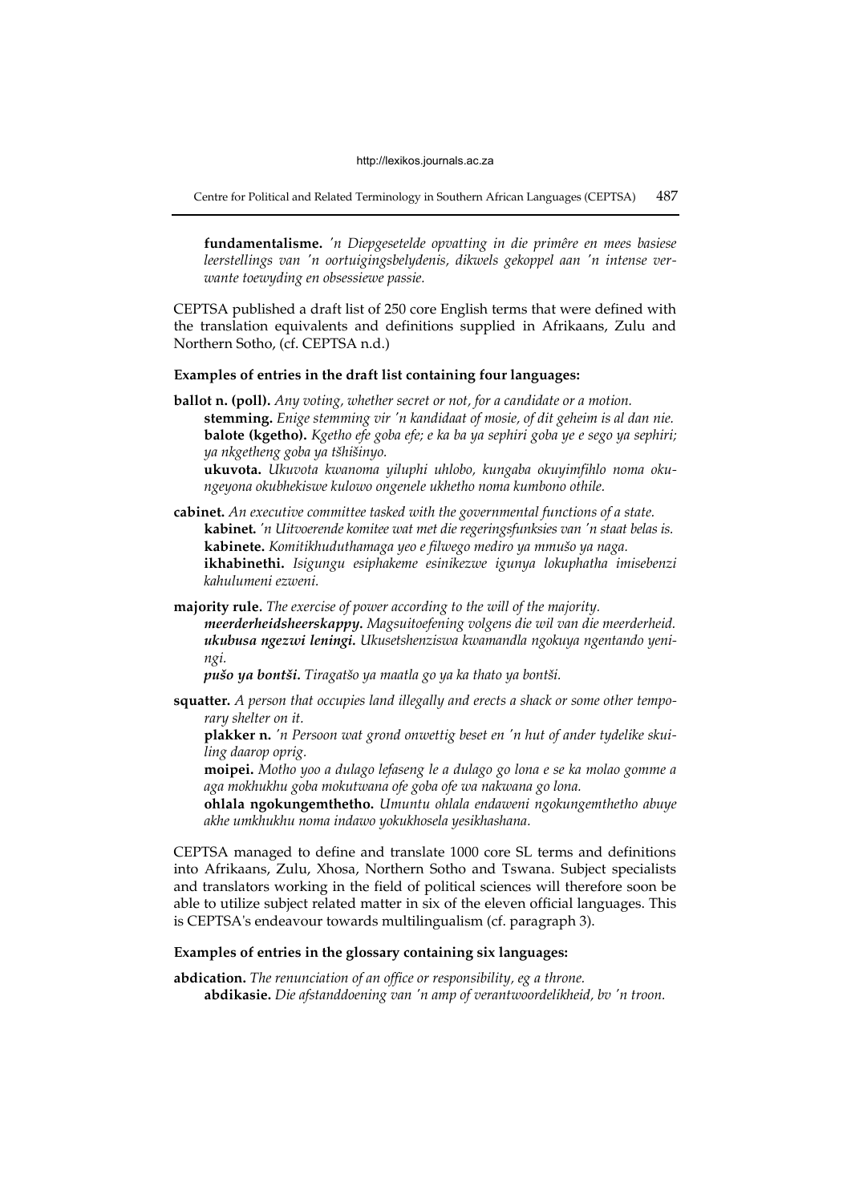**fundamentalisme.** *'n Diepgesetelde opvatting in die primêre en mees basiese leerstellings van 'n oortuigingsbelydenis, dikwels gekoppel aan 'n intense verwante toewyding en obsessiewe passie.*

CEPTSA published a draft list of 250 core English terms that were defined with the translation equivalents and definitions supplied in Afrikaans, Zulu and Northern Sotho, (cf. CEPTSA n.d.)

**Examples of entries in the draft list containing four languages:**

**ballot n. (poll).** *Any voting, whether secret or not, for a candidate or a motion.*
**stemming.** *Enige stemming vir 'n kandidaat of mosie, of dit geheim is al dan nie.*
**balote (kgetho).** *Kgetho efe goba efe; e ka ba ya sephiri goba ye e sego ya sephiri; ya nkgetheng goba ya tšhišinyo.*
**ukuvota.** *Ukuvota kwanoma yiluphi uhlobo, kungaba okuyimfihlo noma okungeyona okubhekiswe kulowo ongenele ukhetho noma kumbono othile.*

**cabinet.** *An executive committee tasked with the governmental functions of a state.*
**kabinet.** *'n Uitvoerende komitee wat met die regeringsfunksies van 'n staat belas is.*
**kabinete.** *Komitikhuduthamaga yeo e filwego mediro ya mmušo ya naga.*
**ikhabinethi.** *Isigungu esiphakeme esinikezwe igunya lokuphatha imisebenzi kahulumeni ezweni.*

**majority rule.** *The exercise of power according to the will of the majority.*
***meerderheidsheerskappy.*** *Magsuitoefening volgens die wil van die meerderheid.*
***ukubusa ngezwi leningi.*** *Ukusetshenziswa kwamandla ngokuya ngentando yeningi.*
***pušo ya bontši.*** *Tiragatšo ya maatla go ya ka thato ya bontši.*

**squatter.** *A person that occupies land illegally and erects a shack or some other temporary shelter on it.*
**plakker n.** *'n Persoon wat grond onwettig beset en 'n hut of ander tydelike skuiling daarop oprig.*
**moipei.** *Motho yoo a dulago lefaseng le a dulago go lona e se ka molao gomme a aga mokhukhu goba mokutwana ofe goba ofe wa nakwana go lona.*
**ohlala ngokungemthetho.** *Umuntu ohlala endaweni ngokungemthetho abuye akhe umkhukhu noma indawo yokukhosela yesikhashana.*

CEPTSA managed to define and translate 1000 core SL terms and definitions into Afrikaans, Zulu, Xhosa, Northern Sotho and Tswana. Subject specialists and translators working in the field of political sciences will therefore soon be able to utilize subject related matter in six of the eleven official languages. This is CEPTSA's endeavour towards multilingualism (cf. paragraph 3).

**Examples of entries in the glossary containing six languages:**

**abdication.** *The renunciation of an office or responsibility, eg a throne.*
**abdikasie.** *Die afstanddoening van 'n amp of verantwoordelikheid, bv 'n troon.*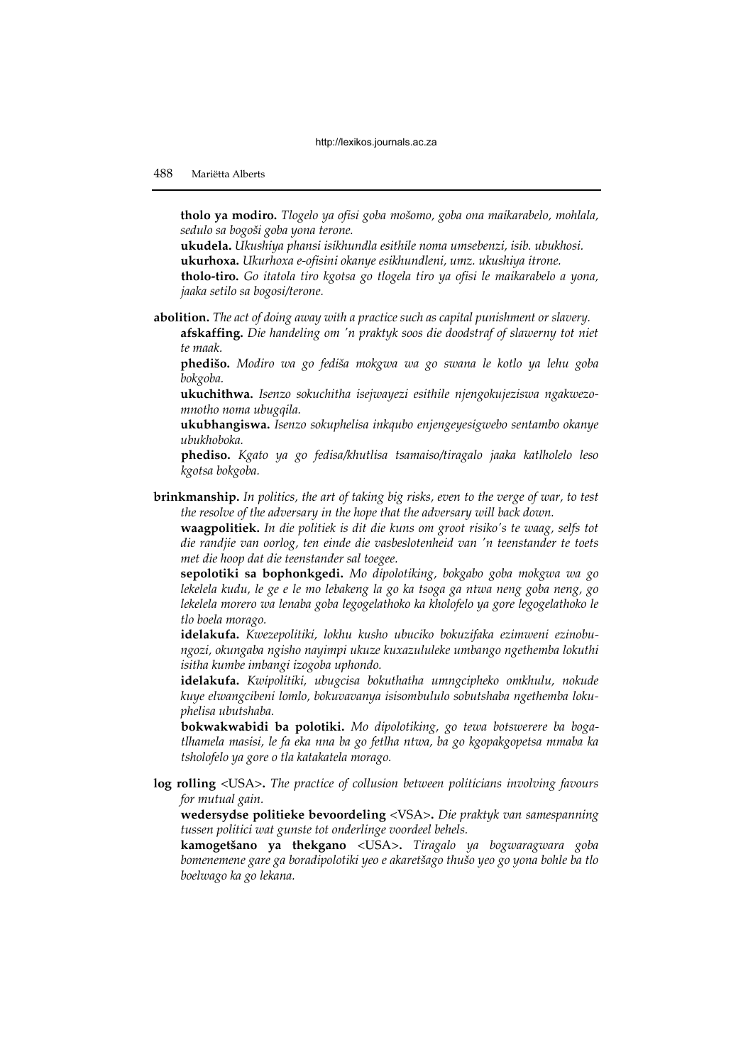**tholo ya modiro.** *Tlogelo ya ofisi goba mošomo, goba ona maikarabelo, mohlala, sedulo sa bogoši goba yona terone.*

**ukudela.** *Ukushiya phansi isikhundla esithile noma umsebenzi, isib. ubukhosi.*

**ukurhoxa.** *Ukurhoxa e-ofisini okanye esikhundleni, umz. ukushiya itrone.*

**tholo-tiro.** *Go itatola tiro kgotsa go tlogela tiro ya ofisi le maikarabelo a yona, jaaka setilo sa bogosi/terone.*

**abolition.** *The act of doing away with a practice such as capital punishment or slavery.*

**afskaffing.** *Die handeling om 'n praktyk soos die doodstraf of slawerny tot niet te maak.*

**phedišo.** *Modiro wa go fediša mokgwa wa go swana le kotlo ya lehu goba bokgoba.*

**ukuchithwa.** *Isenzo sokuchitha isejwayezi esithile njengokujeziswa ngakwezomnotho noma ubugqila.*

**ukubhangiswa.** *Isenzo sokuphelisa inkqubo enjengeyesigwebo sentambo okanye ubukhoboka.*

**phediso.** *Kgato ya go fedisa/khutlisa tsamaiso/tiragalo jaaka katlholelo leso kgotsa bokgoba.*

**brinkmanship.** *In politics, the art of taking big risks, even to the verge of war, to test the resolve of the adversary in the hope that the adversary will back down.*

**waagpolitiek.** *In die politiek is dit die kuns om groot risiko's te waag, selfs tot die randjie van oorlog, ten einde die vasbeslotenheid van 'n teenstander te toets met die hoop dat die teenstander sal toegee.*

**sepolotiki sa bophonkgedi.** *Mo dipolotiking, bokgabo goba mokgwa wa go lekelela kudu, le ge e le mo lebakeng la go ka tsoga ga ntwa neng goba neng, go lekelela morero wa lenaba goba legogelathoko ka kholofelo ya gore legogelathoko le tlo boela morago.*

**idelakufa.** *Kwezepolitiki, lokhu kusho ubuciko bokuzifaka ezimweni ezinobungozi, okungaba ngisho nayimpi ukuze kuxazululeke umbango ngethemba lokuthi isitha kumbe imbangi izogoba uphondo.*

**idelakufa.** *Kwipolitiki, ubugcisa bokuthatha umngcipheko omkhulu, nokude kuye elwangcibeni lomlo, bokuvavanya isisombululo sobutshaba ngethemba lokuphelisa ubutshaba.*

**bokwakwabidi ba polotiki.** *Mo dipolotiking, go tewa botswerere ba bogatlhamela masisi, le fa eka nna ba go fetlha ntwa, ba go kgopakgopetsa mmaba ka tsholofelo ya gore o tla katakatela morago.*

**log rolling** <USA>**.** *The practice of collusion between politicians involving favours for mutual gain.*

**wedersydse politieke bevoordeling** <VSA>**.** *Die praktyk van samespanning tussen politici wat gunste tot onderlinge voordeel behels.*

**kamogetšano ya thekgano** <USA>**.** *Tiragalo ya bogwaragwara goba bomenemene gare ga boradipolotiki yeo e akaretšago thušo yeo go yona bohle ba tlo boelwago ka go lekana.*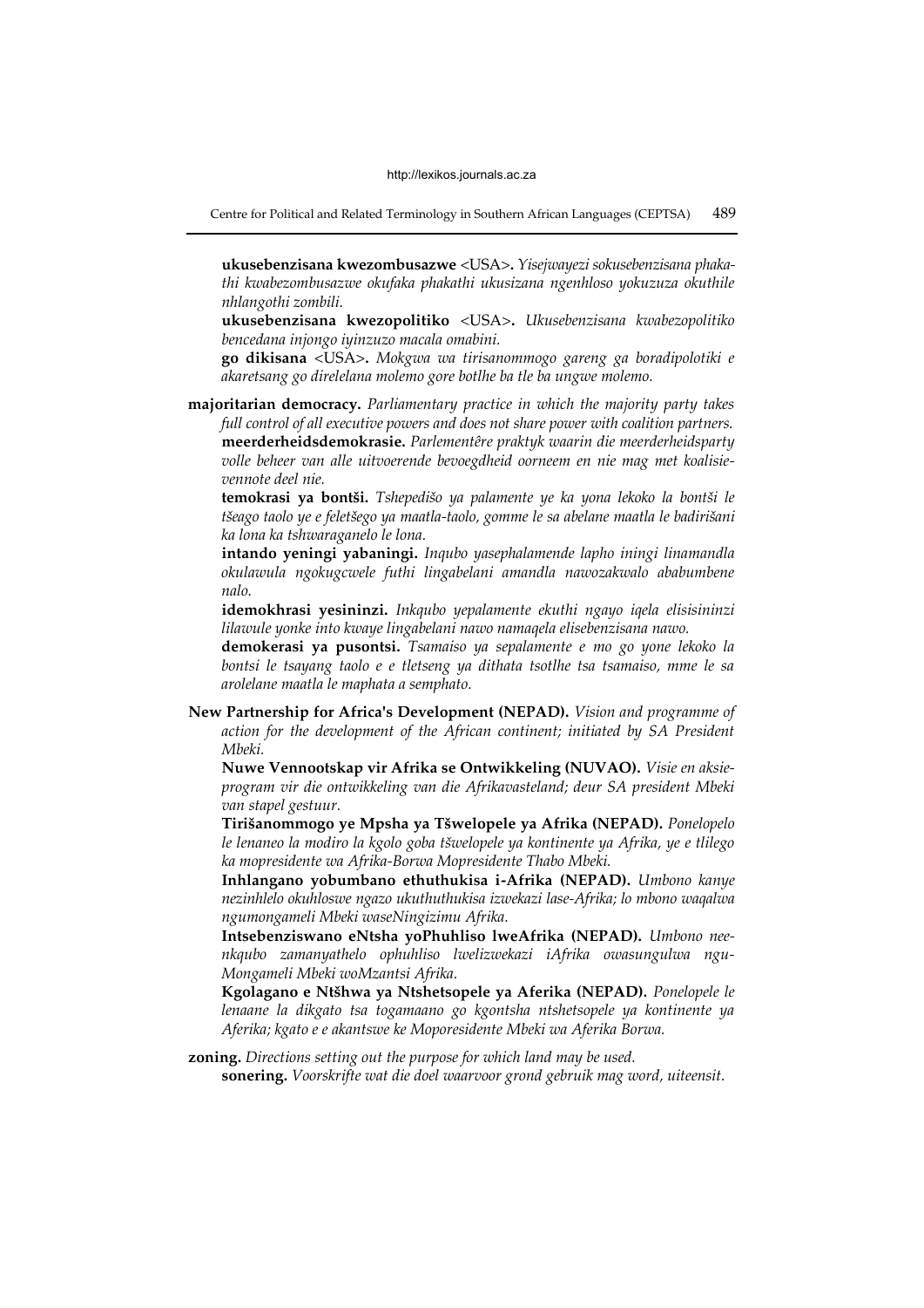**ukusebenzisana kwezombusazwe** <USA>. *Yisejwayezi sokusebenzisana phakathi kwabezombusazwe okufaka phakathi ukusizana ngenhloso yokuzuza okuthile nhlangothi zombili.*

**ukusebenzisana kwezopolitiko** <USA>. *Ukusebenzisana kwabezopolitiko bencedana injongo iyinzuzo macala omabini.*

**go dikisana** <USA>. *Mokgwa wa tirisanommogo gareng ga boradipolotiki e akaretsang go direlelana molemo gore botlhe ba tle ba ungwe molemo.*

**majoritarian democracy.** *Parliamentary practice in which the majority party takes full control of all executive powers and does not share power with coalition partners.*

**meerderheidsdemokrasie.** *Parlementêre praktyk waarin die meerderheidsparty volle beheer van alle uitvoerende bevoegdheid oorneem en nie mag met koalisievennote deel nie.*

**temokrasi ya bontši.** *Tshepedišo ya palamente ye ka yona lekoko la bontši le tšeago taolo ye e feletšego ya maatla-taolo, gomme le sa abelane maatla le badirišani ka lona ka tshwaraganelo le lona.*

**intando yeningi yabaningi.** *Inqubo yasephalamende lapho iningi linamandla okulawula ngokugcwele futhi lingabelani amandla nawozakwalo ababumbene nalo.*

**idemokhrasi yesininzi.** *Inkqubo yepalamente ekuthi ngayo iqela elisisininzi lilawule yonke into kwaye lingabelani nawo namaqela elisebenzisana nawo.*

**demokerasi ya pusontsi.** *Tsamaiso ya sepalamente e mo go yone lekoko la bontsi le tsayang taolo e e tletseng ya dithata tsotlhe tsa tsamaiso, mme le sa arolelane maatla le maphata a semphato.*

**New Partnership for Africa's Development (NEPAD).** *Vision and programme of action for the development of the African continent; initiated by SA President Mbeki.*

**Nuwe Vennootskap vir Afrika se Ontwikkeling (NUVAO).** *Visie en aksieprogram vir die ontwikkeling van die Afrikavasteland; deur SA president Mbeki van stapel gestuur.*

**Tirišanommogo ye Mpsha ya Tšwelopele ya Afrika (NEPAD).** *Ponelopelo le lenaneo la modiro la kgolo goba tšwelopele ya kontinente ya Afrika, ye e tlilego ka mopresidente wa Afrika-Borwa Mopresidente Thabo Mbeki.*

**Inhlangano yobumbano ethuthukisa i-Afrika (NEPAD).** *Umbono kanye nezinhlelo okuhloswe ngazo ukuthuthukisa izwekazi lase-Afrika; lo mbono waqalwa ngumongameli Mbeki waseNingizimu Afrika.*

**Intsebenziswano eNtsha yoPhuhliso lweAfrika (NEPAD).** *Umbono neenkqubo zamanyathelo ophuhliso lwelizwekazi iAfrika owasungulwa ngu-Mongameli Mbeki woMzantsi Afrika.*

**Kgolagano e Ntšhwa ya Ntshetsopele ya Aferika (NEPAD).** *Ponelopele le lenaane la dikgato tsa togamaano go kgontsha ntshetsopele ya kontinente ya Aferika; kgato e e akantswe ke Moporesidente Mbeki wa Aferika Borwa.*

**zoning.** *Directions setting out the purpose for which land may be used.*

**sonering.** *Voorskrifte wat die doel waarvoor grond gebruik mag word, uiteensit.*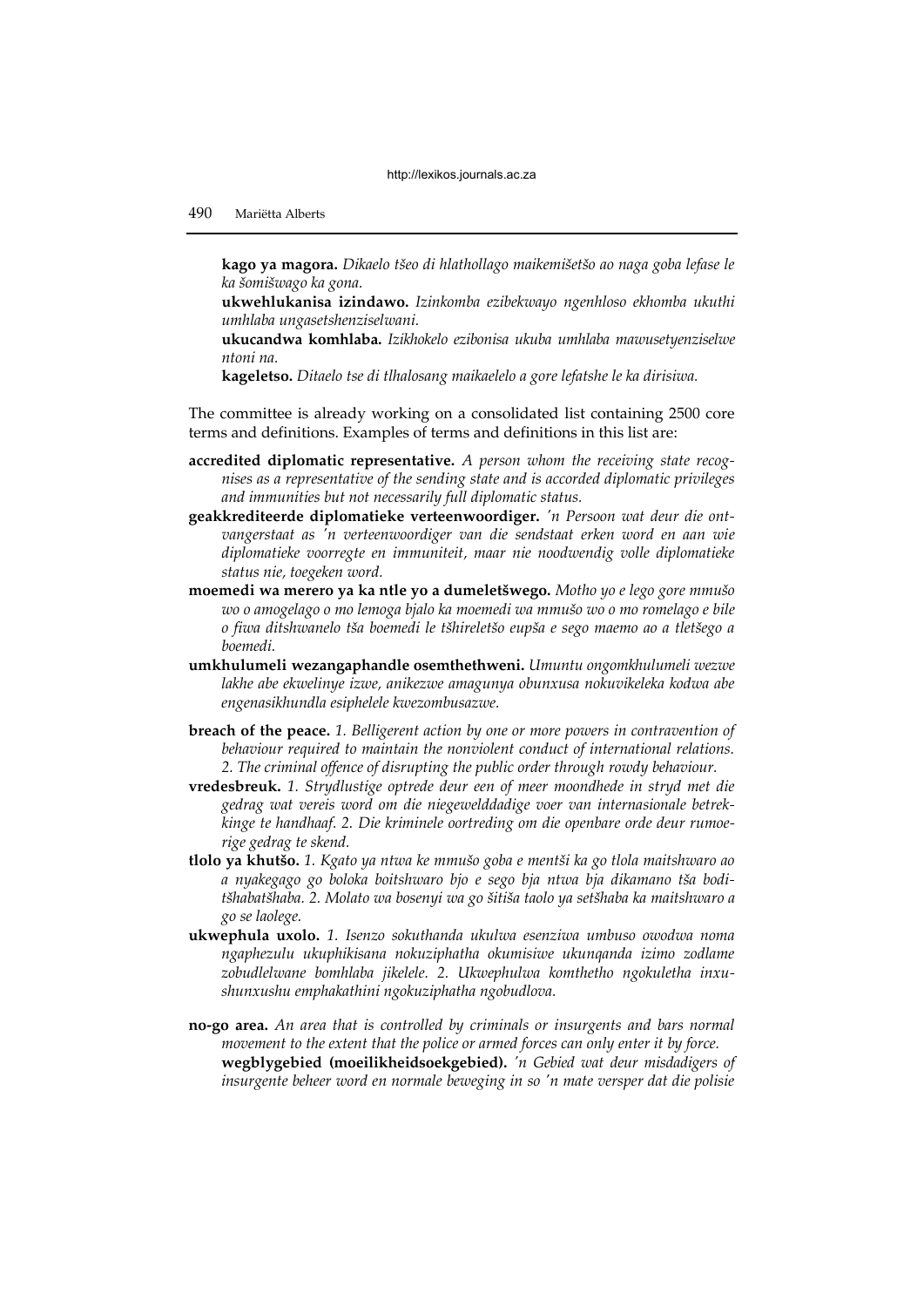**kago ya magora.** *Dikaelo tšeo di hlathollago maikemišetšo ao naga goba lefase le ka šomišwago ka gona.*

**ukwehlukanisa izindawo.** *Izinkomba ezibekwayo ngenhloso ekhomba ukuthi umhlaba ungasetshenziselwani.*

**ukucandwa komhlaba.** *Izikhokelo ezibonisa ukuba umhlaba mawusetyenziselwe ntoni na.*

**kageletso.** *Ditaelo tse di tlhalosang maikaelelo a gore lefatshe le ka dirisiwa.*

The committee is already working on a consolidated list containing 2500 core terms and definitions. Examples of terms and definitions in this list are:

**accredited diplomatic representative.** *A person whom the receiving state recognises as a representative of the sending state and is accorded diplomatic privileges and immunities but not necessarily full diplomatic status.*

**geakkrediteerde diplomatieke verteenwoordiger.** *'n Persoon wat deur die ontvangerstaat as 'n verteenwoordiger van die sendstaat erken word en aan wie diplomatieke voorregte en immuniteit, maar nie noodwendig volle diplomatieke status nie, toegeken word.*

**moemedi wa merero ya ka ntle yo a dumeletšwego.** *Motho yo e lego gore mmušo wo o amogelago o mo lemoga bjalo ka moemedi wa mmušo wo o mo romelago e bile o fiwa ditshwanelo tša boemedi le tšhireletšo eupša e sego maemo ao a tletšego a boemedi.*

**umkhulumeli wezangaphandle osemthethweni.** *Umuntu ongomkhulumeli wezwe lakhe abe ekwelinye izwe, anikezwe amagunya obunxusa nokuvikeleka kodwa abe engenasikhundla esiphelele kwezombusazwe.*

**breach of the peace.** *1. Belligerent action by one or more powers in contravention of behaviour required to maintain the nonviolent conduct of international relations. 2. The criminal offence of disrupting the public order through rowdy behaviour.*

**vredesbreuk.** *1. Strydlustige optrede deur een of meer moondhede in stryd met die gedrag wat vereis word om die niegewelddadige voer van internasionale betrekkinge te handhaaf. 2. Die kriminele oortreding om die openbare orde deur rumoerige gedrag te skend.*

**tlolo ya khutšo.** *1. Kgato ya ntwa ke mmušo goba e mentši ka go tlola maitshwaro ao a nyakegago go boloka boitshwaro bjo e sego bja ntwa bja dikamano tša boditšhabatšhaba. 2. Molato wa bosenyi wa go šitiša taolo ya setšhaba ka maitshwaro a go se laolege.*

**ukwephula uxolo.** *1. Isenzo sokuthanda ukulwa esenziwa umbuso owodwa noma ngaphezulu ukuphikisana nokuziphatha okumisiwe ukunqanda izimo zodlame zobudlelwane bomhlaba jikelele. 2. Ukwephulwa komthetho ngokuletha inxushunxushu emphakathini ngokuziphatha ngobudlova.*

**no-go area.** *An area that is controlled by criminals or insurgents and bars normal movement to the extent that the police or armed forces can only enter it by force.*

**wegblygebied (moeilikheidsoekgebied).** *'n Gebied wat deur misdadigers of insurgente beheer word en normale beweging in so 'n mate versper dat die polisie*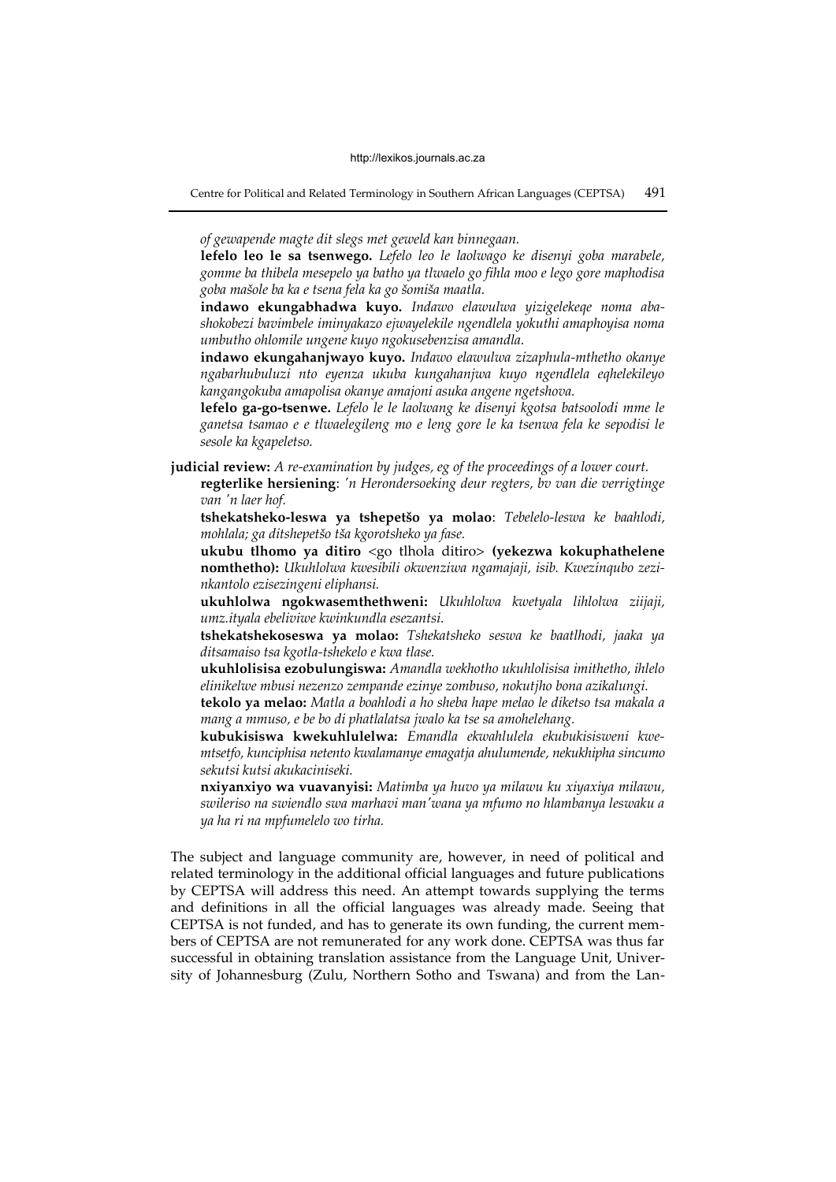*of gewapende magte dit slegs met geweld kan binnegaan.*

**lefelo leo le sa tsenwego.** *Lefelo leo le laolwago ke disenyi goba marabele, gomme ba thibela mesepelo ya batho ya tlwaelo go fihla moo e lego gore maphodisa goba mašole ba ka e tsena fela ka go šomiša maatla.*

**indawo ekungabhadwa kuyo.** *Indawo elawulwa yizigelekeqe noma abashokobezi bavimbele iminyakazo ejwayelekile ngendlela yokuthi amaphoyisa noma umbutho ohlomile ungene kuyo ngokusebenzisa amandla.*

**indawo ekungahanjwayo kuyo.** *Indawo elawulwa zizaphula-mthetho okanye ngabarhubuluzi nto eyenza ukuba kungahanjwa kuyo ngendlela eqhelekileyo kangangokuba amapolisa okanye amajoni asuka angene ngetshova.*

**lefelo ga-go-tsenwe.** *Lefelo le le laolwang ke disenyi kgotsa batsoolodi mme le ganetsa tsamao e e tlwaelegileng mo e leng gore le ka tsenwa fela ke sepodisi le sesole ka kgapeletso.*

**judicial review:** *A re-examination by judges, eg of the proceedings of a lower court.*

**regterlike hersiening**: *'n Herondersoeking deur regters, bv van die verrigtinge van 'n laer hof.*

**tshekatsheko-leswa ya tshepetšo ya molao**: *Tebelelo-leswa ke baahlodi, mohlala; ga ditshepetšo tša kgorotsheko ya fase.*

**ukubu tlhomo ya ditiro** <go tlhola ditiro> **(yekezwa kokuphathelene nomthetho):** *Ukuhlolwa kwesibili okwenziwa ngamajaji, isib. Kwezinqubo ezinkantolo ezisezingeni eliphansi.*

**ukuhlolwa ngokwasemthethweni:** *Ukuhlolwa kwetyala lihlolwa ziijaji, umz.ityala ebeliviwe kwinkundla esezantsi.*

**tshekatshekoseswa ya molao:** *Tshekatsheko seswa ke baatlhodi, jaaka ya ditsamaiso tsa kgotla-tshekelo e kwa tlase.*

**ukuhlolisisa ezobulungiswa:** *Amandla wekhotho ukuhlolisisa imithetho, ihlelo elinikelwe mbusi nezenzo zempande ezinye zombuso, nokutjho bona azikalungi.*

**tekolo ya melao:** *Matla a boahlodi a ho sheba hape melao le diketso tsa makala a mang a mmuso, e be bo di phatlalatsa jwalo ka tse sa amohelehang.*

**kubukisiswa kwekuhlulelwa:** *Emandla ekwahlulela ekubukisisweni kwemtsetfo, kunciphisa netento kwalamanye emagatja ahulumende, nekukhipha sincumo sekutsi kutsi akukaciniseki.*

**nxiyanxiyo wa vuavanyisi:** *Matimba ya huvo ya milawu ku xiyaxiya milawu, swileriso na swiendlo swa marhavi man'wana ya mfumo no hlambanya leswaku a ya ha ri na mpfumelelo wo tirha.*

The subject and language community are, however, in need of political and related terminology in the additional official languages and future publications by CEPTSA will address this need. An attempt towards supplying the terms and definitions in all the official languages was already made. Seeing that CEPTSA is not funded, and has to generate its own funding, the current members of CEPTSA are not remunerated for any work done. CEPTSA was thus far successful in obtaining translation assistance from the Language Unit, University of Johannesburg (Zulu, Northern Sotho and Tswana) and from the Lan-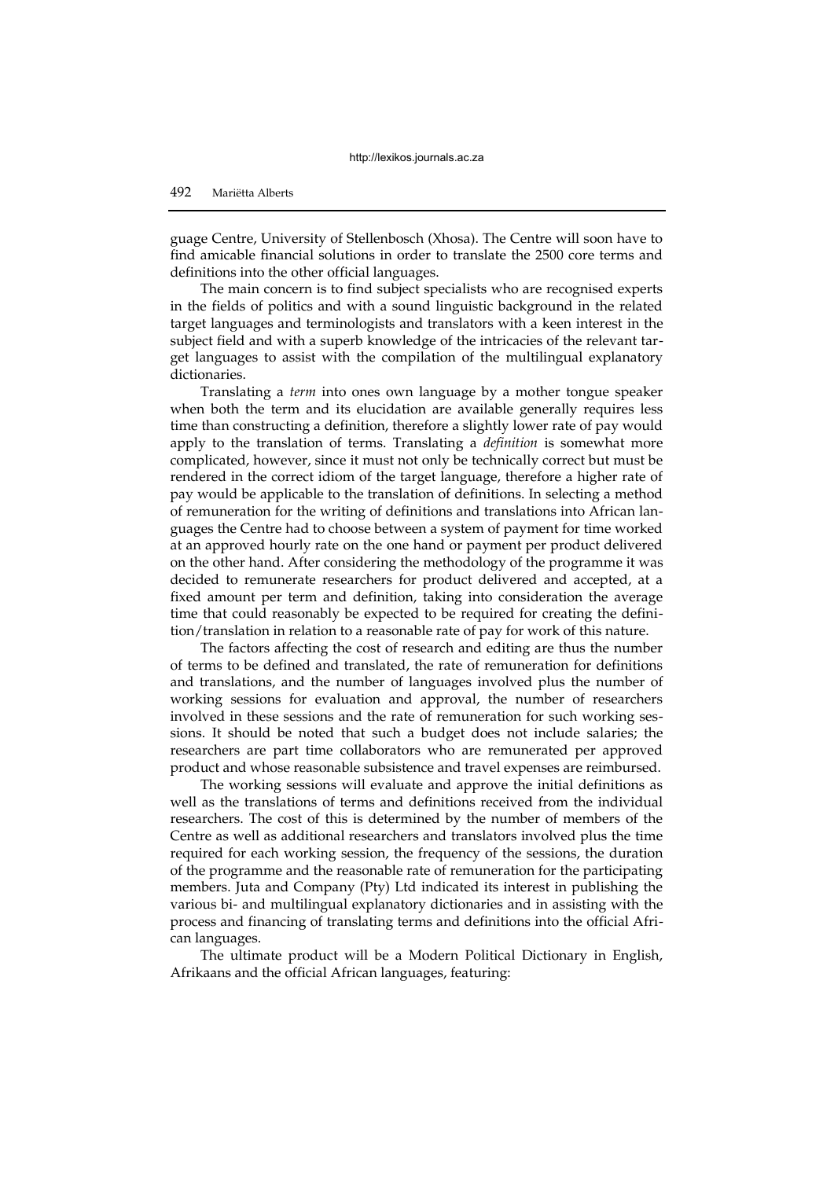guage Centre, University of Stellenbosch (Xhosa). The Centre will soon have to find amicable financial solutions in order to translate the 2500 core terms and definitions into the other official languages.

The main concern is to find subject specialists who are recognised experts in the fields of politics and with a sound linguistic background in the related target languages and terminologists and translators with a keen interest in the subject field and with a superb knowledge of the intricacies of the relevant target languages to assist with the compilation of the multilingual explanatory dictionaries.

Translating a *term* into ones own language by a mother tongue speaker when both the term and its elucidation are available generally requires less time than constructing a definition, therefore a slightly lower rate of pay would apply to the translation of terms. Translating a *definition* is somewhat more complicated, however, since it must not only be technically correct but must be rendered in the correct idiom of the target language, therefore a higher rate of pay would be applicable to the translation of definitions. In selecting a method of remuneration for the writing of definitions and translations into African languages the Centre had to choose between a system of payment for time worked at an approved hourly rate on the one hand or payment per product delivered on the other hand. After considering the methodology of the programme it was decided to remunerate researchers for product delivered and accepted, at a fixed amount per term and definition, taking into consideration the average time that could reasonably be expected to be required for creating the definition/translation in relation to a reasonable rate of pay for work of this nature.

The factors affecting the cost of research and editing are thus the number of terms to be defined and translated, the rate of remuneration for definitions and translations, and the number of languages involved plus the number of working sessions for evaluation and approval, the number of researchers involved in these sessions and the rate of remuneration for such working sessions. It should be noted that such a budget does not include salaries; the researchers are part time collaborators who are remunerated per approved product and whose reasonable subsistence and travel expenses are reimbursed.

The working sessions will evaluate and approve the initial definitions as well as the translations of terms and definitions received from the individual researchers. The cost of this is determined by the number of members of the Centre as well as additional researchers and translators involved plus the time required for each working session, the frequency of the sessions, the duration of the programme and the reasonable rate of remuneration for the participating members. Juta and Company (Pty) Ltd indicated its interest in publishing the various bi- and multilingual explanatory dictionaries and in assisting with the process and financing of translating terms and definitions into the official African languages.

The ultimate product will be a Modern Political Dictionary in English, Afrikaans and the official African languages, featuring: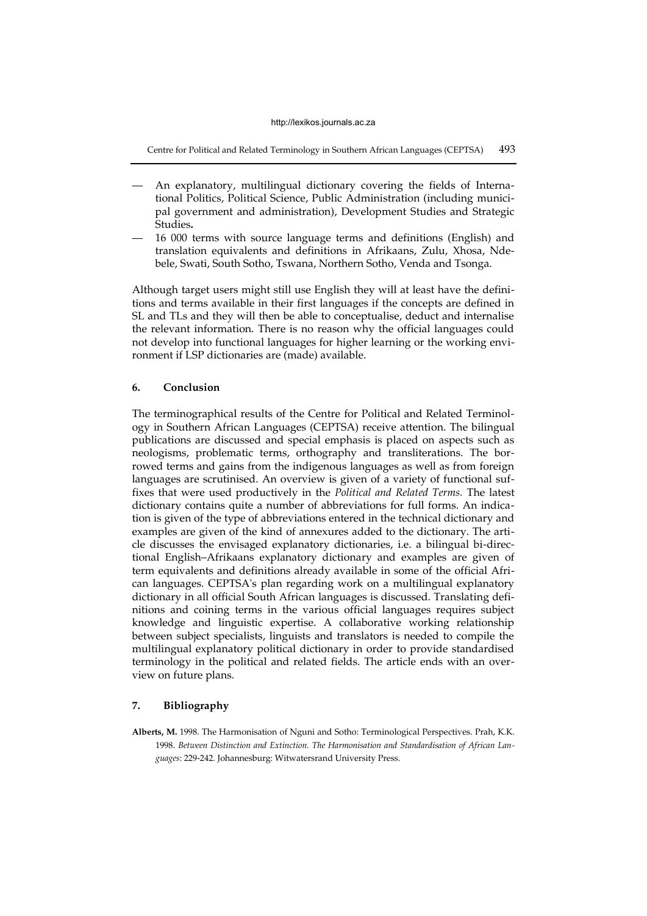— An explanatory, multilingual dictionary covering the fields of International Politics, Political Science, Public Administration (including municipal government and administration), Development Studies and Strategic Studies**.**
— 16 000 terms with source language terms and definitions (English) and translation equivalents and definitions in Afrikaans, Zulu, Xhosa, Ndebele, Swati, South Sotho, Tswana, Northern Sotho, Venda and Tsonga.

Although target users might still use English they will at least have the definitions and terms available in their first languages if the concepts are defined in SL and TLs and they will then be able to conceptualise, deduct and internalise the relevant information. There is no reason why the official languages could not develop into functional languages for higher learning or the working environment if LSP dictionaries are (made) available.

## 6. Conclusion

The terminographical results of the Centre for Political and Related Terminology in Southern African Languages (CEPTSA) receive attention. The bilingual publications are discussed and special emphasis is placed on aspects such as neologisms, problematic terms, orthography and transliterations. The borrowed terms and gains from the indigenous languages as well as from foreign languages are scrutinised. An overview is given of a variety of functional suffixes that were used productively in the *Political and Related Terms*. The latest dictionary contains quite a number of abbreviations for full forms. An indication is given of the type of abbreviations entered in the technical dictionary and examples are given of the kind of annexures added to the dictionary. The article discusses the envisaged explanatory dictionaries, i.e. a bilingual bi-directional English–Afrikaans explanatory dictionary and examples are given of term equivalents and definitions already available in some of the official African languages. CEPTSA's plan regarding work on a multilingual explanatory dictionary in all official South African languages is discussed. Translating definitions and coining terms in the various official languages requires subject knowledge and linguistic expertise. A collaborative working relationship between subject specialists, linguists and translators is needed to compile the multilingual explanatory political dictionary in order to provide standardised terminology in the political and related fields. The article ends with an overview on future plans.

## 7. Bibliography

**Alberts, M.** 1998. The Harmonisation of Nguni and Sotho: Terminological Perspectives. Prah, K.K. 1998. *Between Distinction and Extinction. The Harmonisation and Standardisation of African Languages*: 229-242. Johannesburg: Witwatersrand University Press.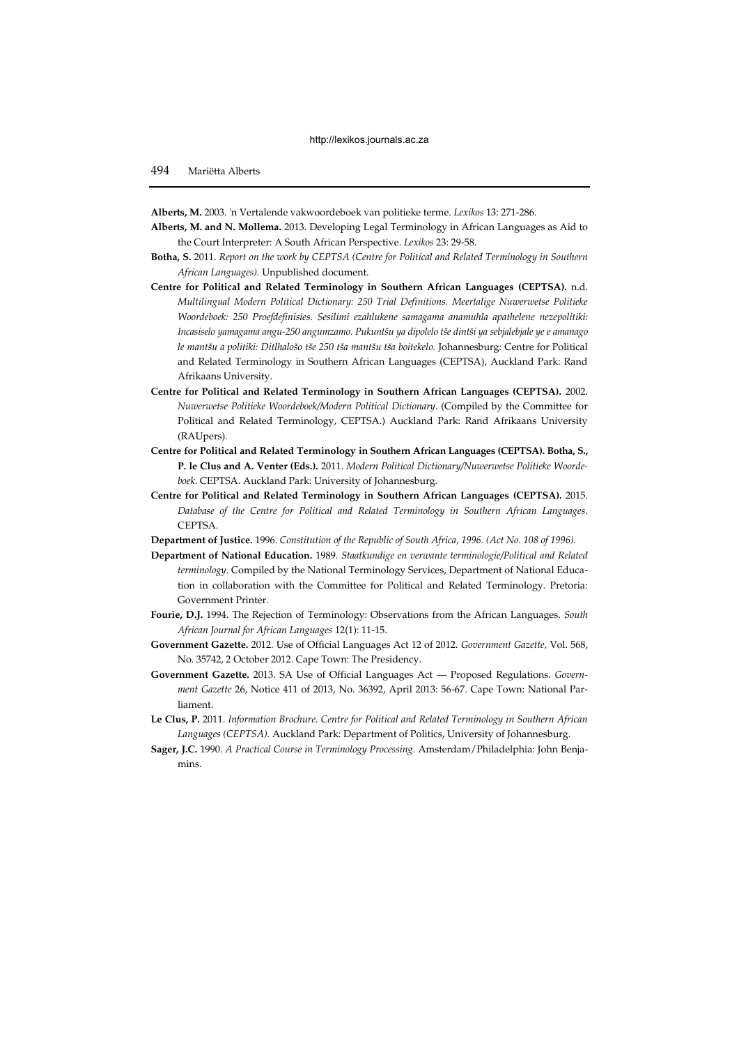**Alberts, M.** 2003. 'n Vertalende vakwoordeboek van politieke terme. *Lexikos* 13: 271-286.

**Alberts, M. and N. Mollema.** 2013. Developing Legal Terminology in African Languages as Aid to the Court Interpreter: A South African Perspective. *Lexikos* 23: 29-58.

**Botha, S.** 2011. *Report on the work by CEPTSA (Centre for Political and Related Terminology in Southern African Languages).* Unpublished document.

**Centre for Political and Related Terminology in Southern African Languages (CEPTSA).** n.d. *Multilingual Modern Political Dictionary: 250 Trial Definitions. Meertalige Nuwerwetse Politieke Woordeboek: 250 Proefdefinisies. Sesilimi ezahlukene samagama anamuhla apathelene nezepolitiki: Incasiselo yamagama angu-250 angumzamo. Pukuntšu ya dipolelo tše dintši ya sebjalebjale ye e amanago le mantšu a politiki: Ditlhalošo tše 250 tša mantšu tša boitekelo.* Johannesburg: Centre for Political and Related Terminology in Southern African Languages (CEPTSA), Auckland Park: Rand Afrikaans University.

**Centre for Political and Related Terminology in Southern African Languages (CEPTSA).** 2002. *Nuwerwetse Politieke Woordeboek/Modern Political Dictionary*. (Compiled by the Committee for Political and Related Terminology, CEPTSA.) Auckland Park: Rand Afrikaans University (RAUpers).

**Centre for Political and Related Terminology in Southern African Languages (CEPTSA). Botha, S., P. le Clus and A. Venter (Eds.).** 2011. *Modern Political Dictionary/Nuwerwetse Politieke Woordeboek*. CEPTSA. Auckland Park: University of Johannesburg.

**Centre for Political and Related Terminology in Southern African Languages (CEPTSA).** 2015. *Database of the Centre for Political and Related Terminology in Southern African Languages*. CEPTSA.

**Department of Justice.** 1996. *Constitution of the Republic of South Africa, 1996. (Act No. 108 of 1996).*

**Department of National Education.** 1989. *Staatkundige en verwante terminologie/Political and Related terminology*. Compiled by the National Terminology Services, Department of National Education in collaboration with the Committee for Political and Related Terminology. Pretoria: Government Printer.

**Fourie, D.J.** 1994. The Rejection of Terminology: Observations from the African Languages. *South African Journal for African Languages* 12(1): 11-15.

**Government Gazette.** 2012. Use of Official Languages Act 12 of 2012. *Government Gazette*, Vol. 568, No. 35742, 2 October 2012. Cape Town: The Presidency.

**Government Gazette.** 2013. SA Use of Official Languages Act — Proposed Regulations. *Government Gazette* 26, Notice 411 of 2013, No. 36392, April 2013: 56-67. Cape Town: National Parliament.

**Le Clus, P.** 2011. *Information Brochure. Centre for Political and Related Terminology in Southern African Languages (CEPTSA).* Auckland Park: Department of Politics, University of Johannesburg.

**Sager, J.C.** 1990. *A Practical Course in Terminology Processing.* Amsterdam/Philadelphia: John Benjamins.